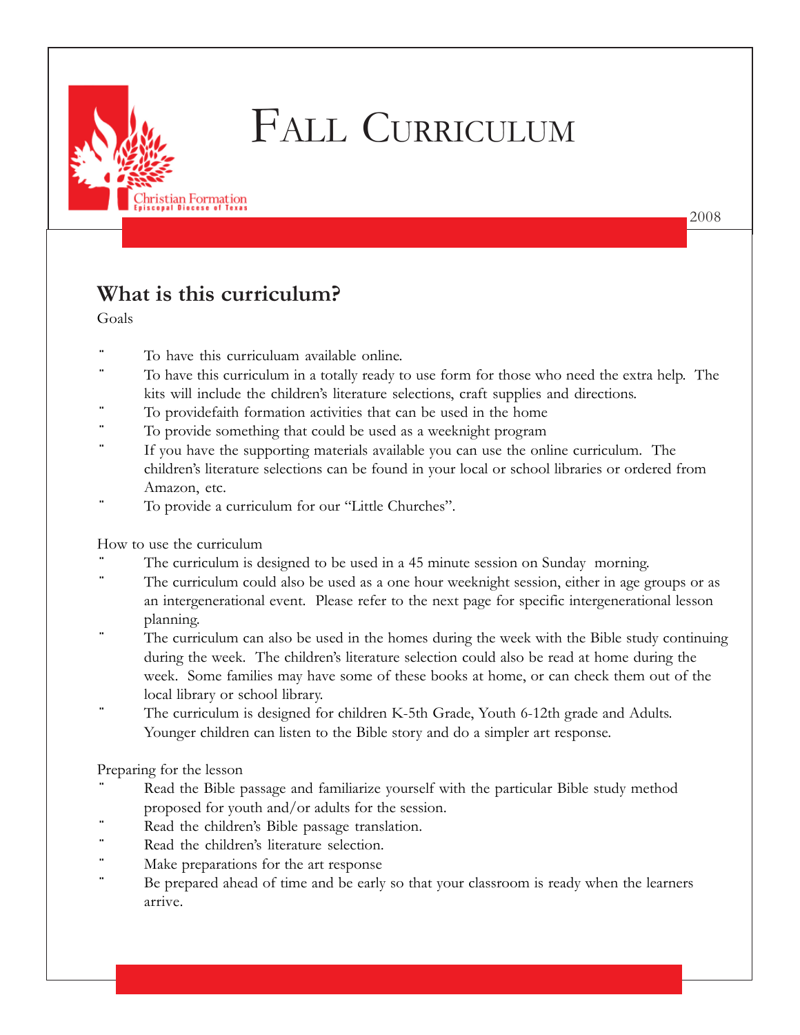Christian Formation
Episcopal Diocese of Texas

# Fall Curriculum

2008

## What is this curriculum?

Goals

- To have this curriculuam available online.
- To have this curriculum in a totally ready to use form for those who need the extra help. The kits will include the children's literature selections, craft supplies and directions.
- To providefaith formation activities that can be used in the home
- To provide something that could be used as a weeknight program
- If you have the supporting materials available you can use the online curriculum. The children's literature selections can be found in your local or school libraries or ordered from Amazon, etc.
- To provide a curriculum for our "Little Churches".

How to use the curriculum

- The curriculum is designed to be used in a 45 minute session on Sunday morning.
- The curriculum could also be used as a one hour weeknight session, either in age groups or as an intergenerational event. Please refer to the next page for specific intergenerational lesson planning.
- The curriculum can also be used in the homes during the week with the Bible study continuing during the week. The children's literature selection could also be read at home during the week. Some families may have some of these books at home, or can check them out of the local library or school library.
- The curriculum is designed for children K-5th Grade, Youth 6-12th grade and Adults. Younger children can listen to the Bible story and do a simpler art response.

Preparing for the lesson

- Read the Bible passage and familiarize yourself with the particular Bible study method proposed for youth and/or adults for the session.
- Read the children's Bible passage translation.
- Read the children's literature selection.
- Make preparations for the art response
- Be prepared ahead of time and be early so that your classroom is ready when the learners arrive.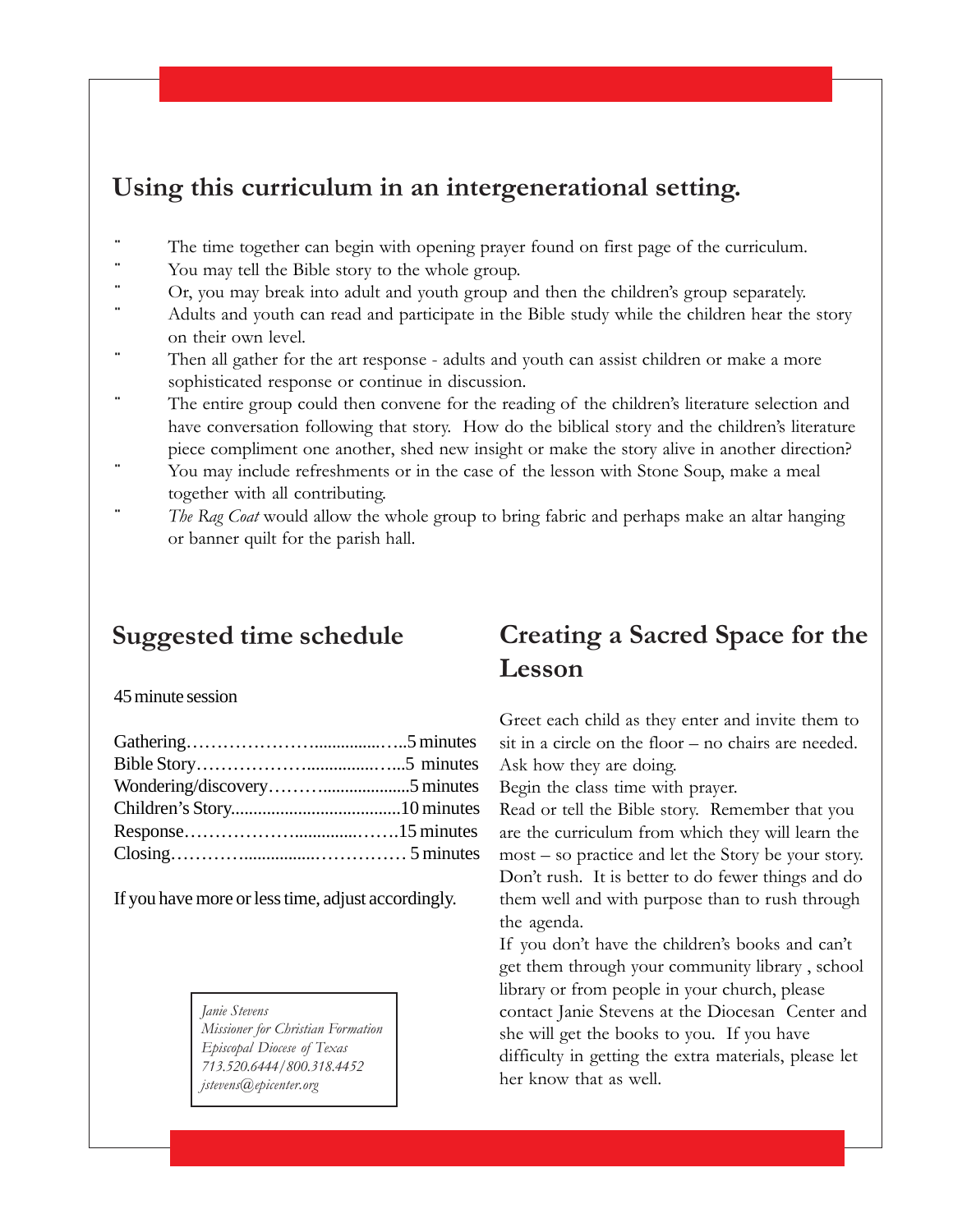## Using this curriculum in an intergenerational setting.

- The time together can begin with opening prayer found on first page of the curriculum.
- You may tell the Bible story to the whole group.
- Or, you may break into adult and youth group and then the children's group separately.
- Adults and youth can read and participate in the Bible study while the children hear the story on their own level.
- Then all gather for the art response - adults and youth can assist children or make a more sophisticated response or continue in discussion.
- The entire group could then convene for the reading of the children's literature selection and have conversation following that story. How do the biblical story and the children's literature piece compliment one another, shed new insight or make the story alive in another direction?
- You may include refreshments or in the case of the lesson with Stone Soup, make a meal together with all contributing.
- *The Rag Coat* would allow the whole group to bring fabric and perhaps make an altar hanging or banner quilt for the parish hall.

## Suggested time schedule

45 minute session

Gathering……………………...............…..5 minutes
Bible Story………………...............…...5 minutes
Wondering/discovery……….....................5 minutes
Children's Story......................................10 minutes
Response……………….............…….15 minutes
Closing………….................…………… 5 minutes

If you have more or less time, adjust accordingly.

*Janie Stevens*
*Missioner for Christian Formation*
*Episcopal Diocese of Texas*
*713.520.6444/800.318.4452*
*jstevens@epicenter.org*

## Creating a Sacred Space for the Lesson

Greet each child as they enter and invite them to sit in a circle on the floor – no chairs are needed. Ask how they are doing.
Begin the class time with prayer.
Read or tell the Bible story. Remember that you are the curriculum from which they will learn the most – so practice and let the Story be your story. Don't rush. It is better to do fewer things and do them well and with purpose than to rush through the agenda.
If you don't have the children's books and can't get them through your community library , school library or from people in your church, please contact Janie Stevens at the Diocesan Center and she will get the books to you. If you have difficulty in getting the extra materials, please let her know that as well.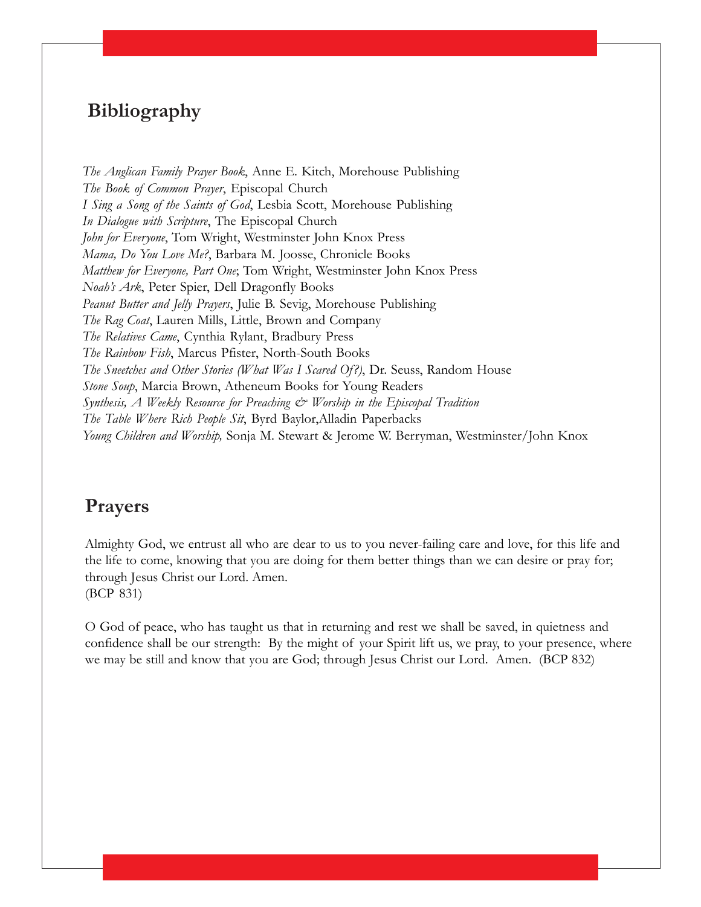## Bibliography

*The Anglican Family Prayer Book*, Anne E. Kitch, Morehouse Publishing
*The Book of Common Prayer*, Episcopal Church
*I Sing a Song of the Saints of God*, Lesbia Scott, Morehouse Publishing
*In Dialogue with Scripture*, The Episcopal Church
*John for Everyone*, Tom Wright, Westminster John Knox Press
*Mama, Do You Love Me?*, Barbara M. Joosse, Chronicle Books
*Matthew for Everyone, Part One*; Tom Wright, Westminster John Knox Press
*Noah's Ark*, Peter Spier, Dell Dragonfly Books
*Peanut Butter and Jelly Prayers*, Julie B. Sevig, Morehouse Publishing
*The Rag Coat*, Lauren Mills, Little, Brown and Company
*The Relatives Came*, Cynthia Rylant, Bradbury Press
*The Rainbow Fish*, Marcus Pfister, North-South Books
*The Sneetches and Other Stories (What Was I Scared Of?)*, Dr. Seuss, Random House
*Stone Soup*, Marcia Brown, Atheneum Books for Young Readers
*Synthesis, A Weekly Resource for Preaching & Worship in the Episcopal Tradition*
*The Table Where Rich People Sit*, Byrd Baylor,Alladin Paperbacks
*Young Children and Worship,* Sonja M. Stewart & Jerome W. Berryman, Westminster/John Knox

## Prayers

Almighty God, we entrust all who are dear to us to you never-failing care and love, for this life and the life to come, knowing that you are doing for them better things than we can desire or pray for; through Jesus Christ our Lord. Amen.
(BCP 831)

O God of peace, who has taught us that in returning and rest we shall be saved, in quietness and confidence shall be our strength: By the might of your Spirit lift us, we pray, to your presence, where we may be still and know that you are God; through Jesus Christ our Lord. Amen. (BCP 832)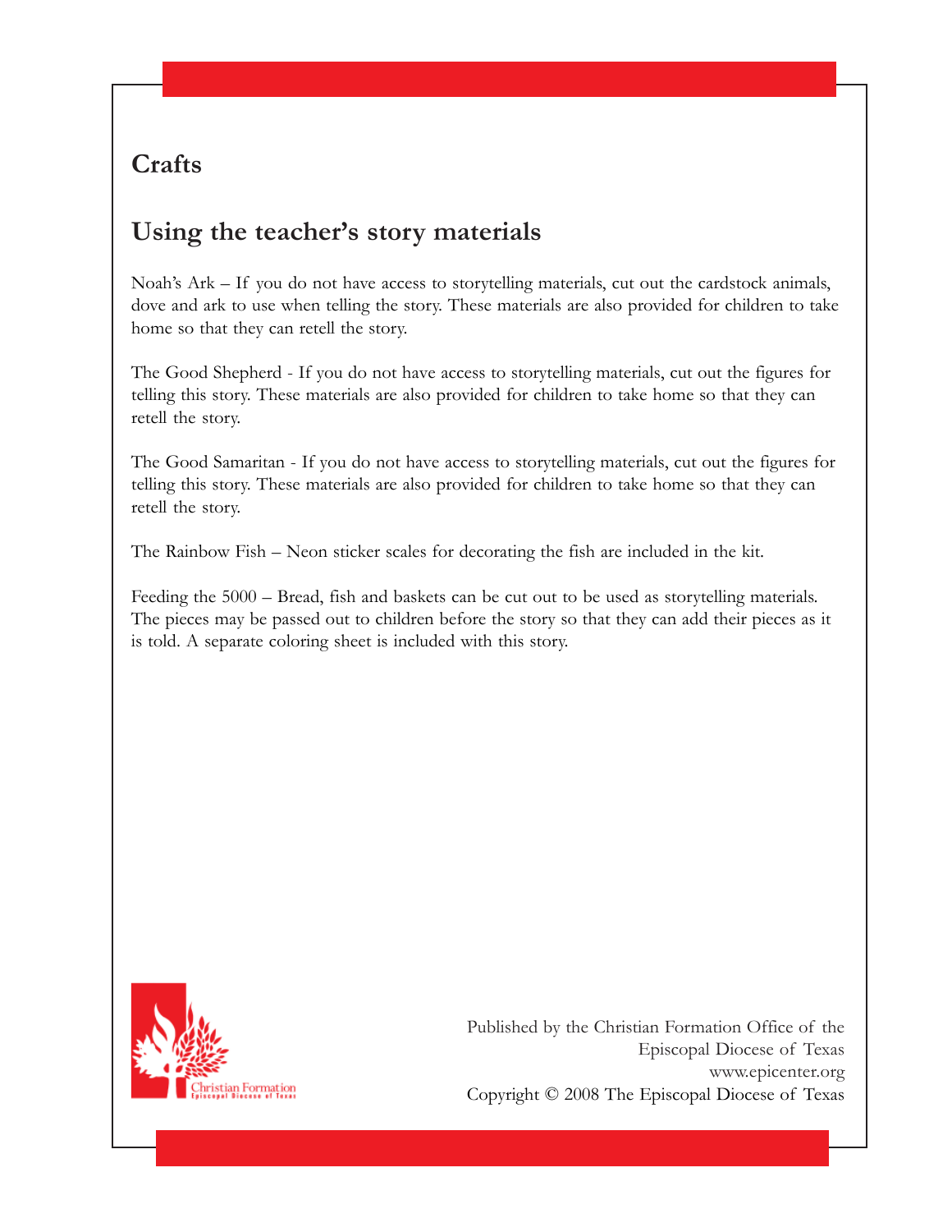## Crafts

## Using the teacher's story materials

Noah's Ark – If you do not have access to storytelling materials, cut out the cardstock animals, dove and ark to use when telling the story. These materials are also provided for children to take home so that they can retell the story.

The Good Shepherd - If you do not have access to storytelling materials, cut out the figures for telling this story. These materials are also provided for children to take home so that they can retell the story.

The Good Samaritan - If you do not have access to storytelling materials, cut out the figures for telling this story. These materials are also provided for children to take home so that they can retell the story.

The Rainbow Fish – Neon sticker scales for decorating the fish are included in the kit.

Feeding the 5000 – Bread, fish and baskets can be cut out to be used as storytelling materials. The pieces may be passed out to children before the story so that they can add their pieces as it is told. A separate coloring sheet is included with this story.

Christian Formation
Episcopal Diocese of Texas

Published by the Christian Formation Office of the
Episcopal Diocese of Texas
www.epicenter.org
Copyright © 2008 The Episcopal Diocese of Texas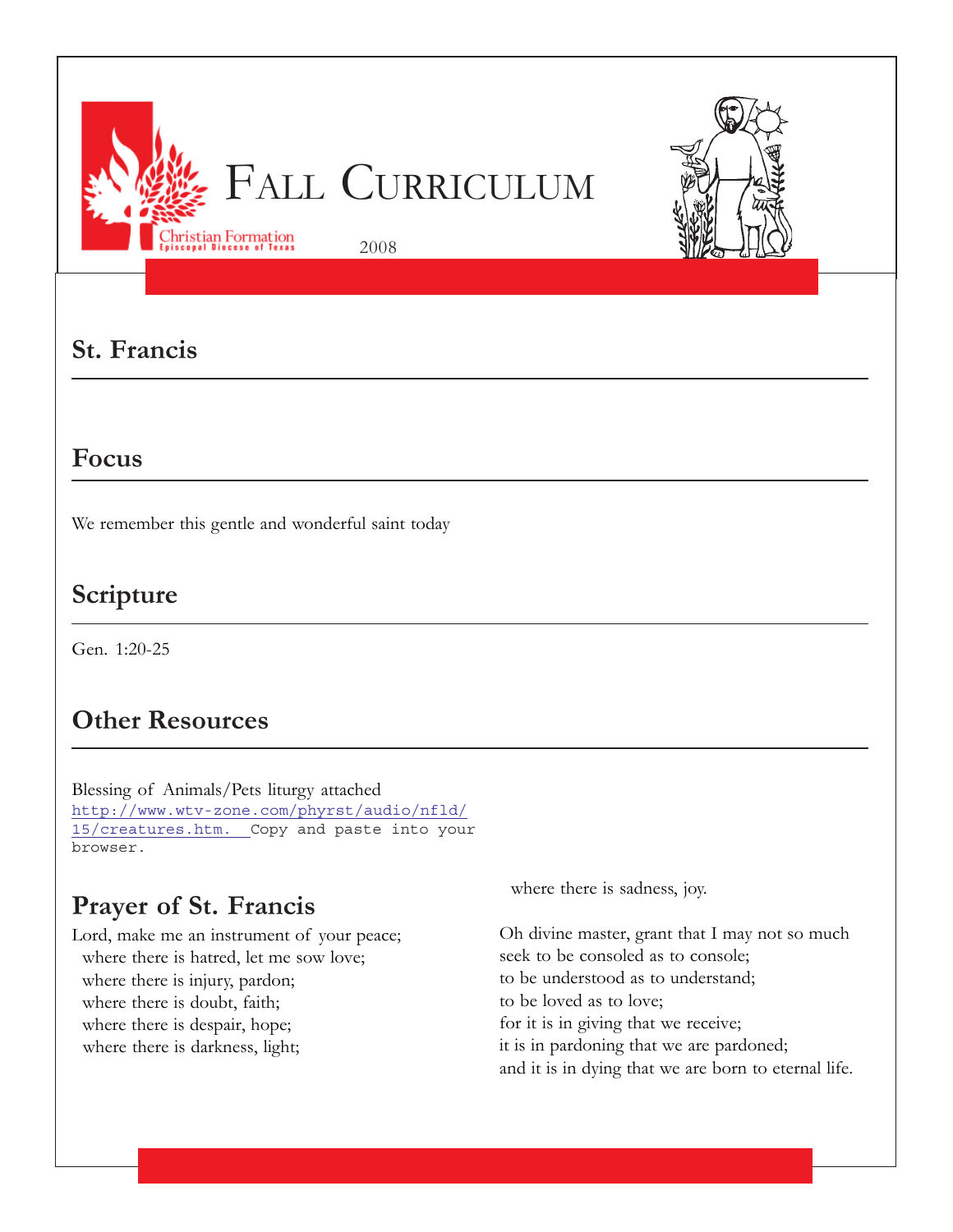# Fall Curriculum

Christian Formation
Episcopal Diocese of Texas

2008

## St. Francis

## Focus

We remember this gentle and wonderful saint today

## Scripture

Gen. 1:20-25

## Other Resources

Blessing of Animals/Pets liturgy attached
http://www.wtv-zone.com/phyrst/audio/nfld/15/creatures.htm. Copy and paste into your browser.

## Prayer of St. Francis

Lord, make me an instrument of your peace;
where there is hatred, let me sow love;
where there is injury, pardon;
where there is doubt, faith;
where there is despair, hope;
where there is darkness, light;
where there is sadness, joy.

Oh divine master, grant that I may not so much seek to be consoled as to console;
to be understood as to understand;
to be loved as to love;
for it is in giving that we receive;
it is in pardoning that we are pardoned;
and it is in dying that we are born to eternal life.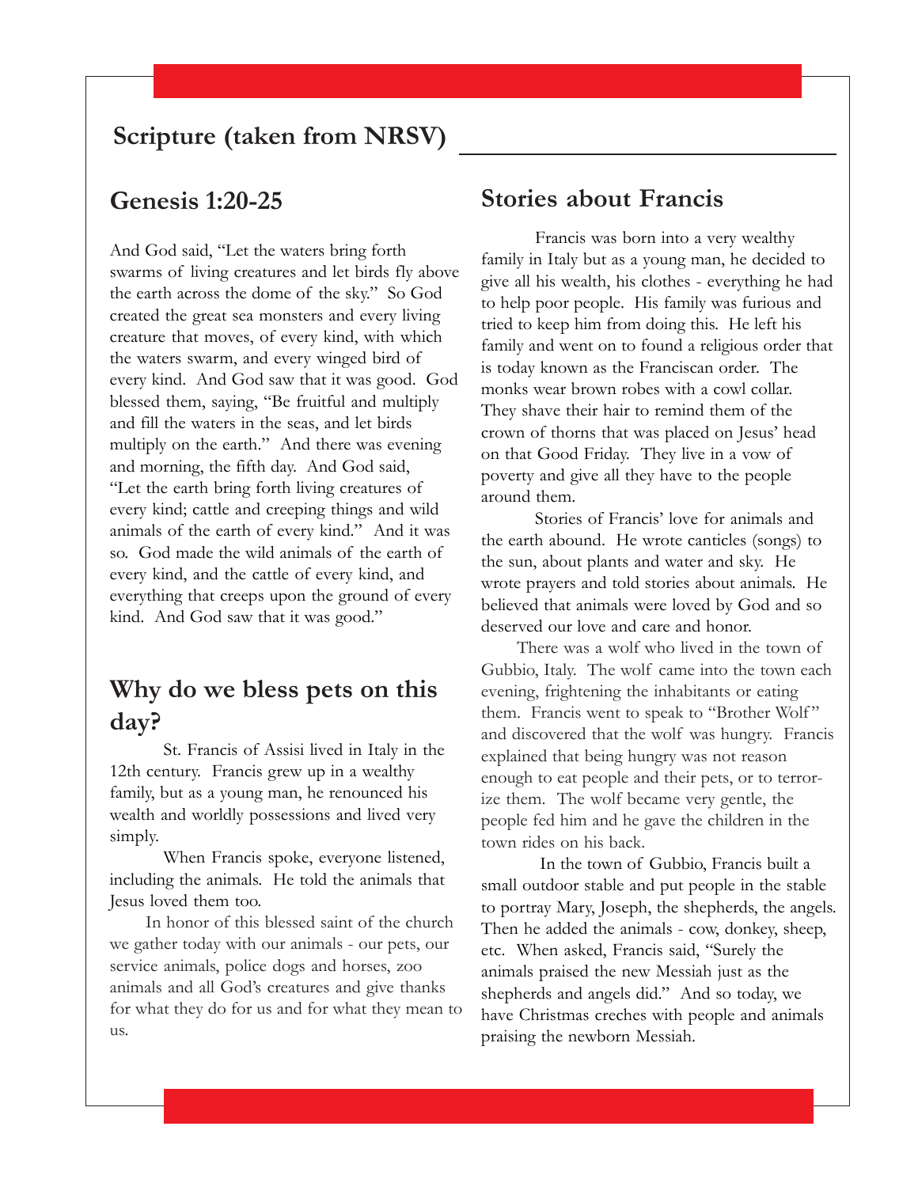## Scripture (taken from NRSV)

### Genesis 1:20-25

And God said, "Let the waters bring forth swarms of living creatures and let birds fly above the earth across the dome of the sky." So God created the great sea monsters and every living creature that moves, of every kind, with which the waters swarm, and every winged bird of every kind. And God saw that it was good. God blessed them, saying, "Be fruitful and multiply and fill the waters in the seas, and let birds multiply on the earth." And there was evening and morning, the fifth day. And God said, "Let the earth bring forth living creatures of every kind; cattle and creeping things and wild animals of the earth of every kind." And it was so. God made the wild animals of the earth of every kind, and the cattle of every kind, and everything that creeps upon the ground of every kind. And God saw that it was good."

### Why do we bless pets on this day?

St. Francis of Assisi lived in Italy in the 12th century. Francis grew up in a wealthy family, but as a young man, he renounced his wealth and worldly possessions and lived very simply.

When Francis spoke, everyone listened, including the animals. He told the animals that Jesus loved them too.

In honor of this blessed saint of the church we gather today with our animals - our pets, our service animals, police dogs and horses, zoo animals and all God's creatures and give thanks for what they do for us and for what they mean to us.

### Stories about Francis

Francis was born into a very wealthy family in Italy but as a young man, he decided to give all his wealth, his clothes - everything he had to help poor people. His family was furious and tried to keep him from doing this. He left his family and went on to found a religious order that is today known as the Franciscan order. The monks wear brown robes with a cowl collar. They shave their hair to remind them of the crown of thorns that was placed on Jesus' head on that Good Friday. They live in a vow of poverty and give all they have to the people around them.

Stories of Francis' love for animals and the earth abound. He wrote canticles (songs) to the sun, about plants and water and sky. He wrote prayers and told stories about animals. He believed that animals were loved by God and so deserved our love and care and honor.

There was a wolf who lived in the town of Gubbio, Italy. The wolf came into the town each evening, frightening the inhabitants or eating them. Francis went to speak to "Brother Wolf" and discovered that the wolf was hungry. Francis explained that being hungry was not reason enough to eat people and their pets, or to terrorize them. The wolf became very gentle, the people fed him and he gave the children in the town rides on his back.

In the town of Gubbio, Francis built a small outdoor stable and put people in the stable to portray Mary, Joseph, the shepherds, the angels. Then he added the animals - cow, donkey, sheep, etc. When asked, Francis said, "Surely the animals praised the new Messiah just as the shepherds and angels did." And so today, we have Christmas creches with people and animals praising the newborn Messiah.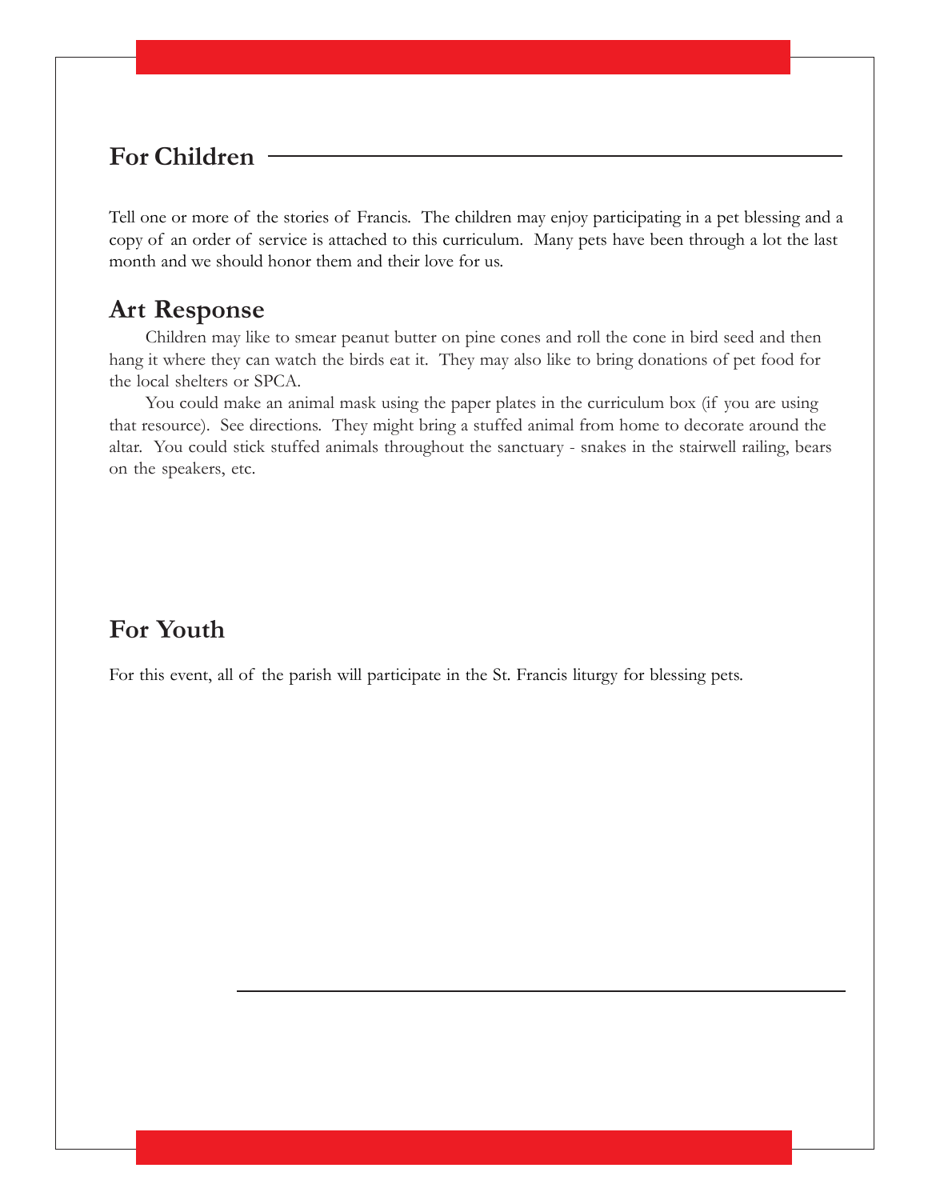## For Children

Tell one or more of the stories of Francis. The children may enjoy participating in a pet blessing and a copy of an order of service is attached to this curriculum. Many pets have been through a lot the last month and we should honor them and their love for us.

## Art Response

Children may like to smear peanut butter on pine cones and roll the cone in bird seed and then hang it where they can watch the birds eat it. They may also like to bring donations of pet food for the local shelters or SPCA.

You could make an animal mask using the paper plates in the curriculum box (if you are using that resource). See directions. They might bring a stuffed animal from home to decorate around the altar. You could stick stuffed animals throughout the sanctuary - snakes in the stairwell railing, bears on the speakers, etc.

## For Youth

For this event, all of the parish will participate in the St. Francis liturgy for blessing pets.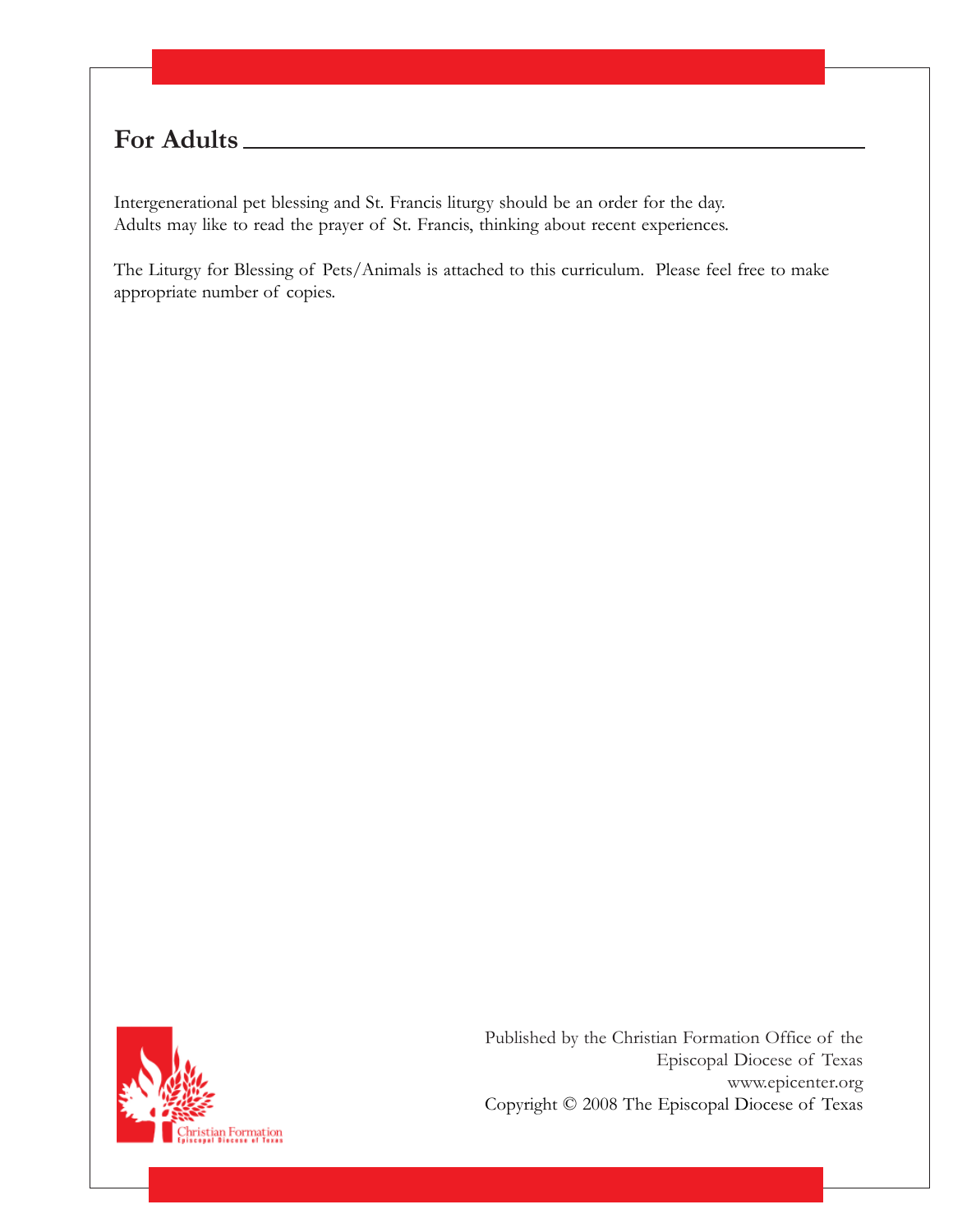## For Adults

Intergenerational pet blessing and St. Francis liturgy should be an order for the day. Adults may like to read the prayer of St. Francis, thinking about recent experiences.

The Liturgy for Blessing of Pets/Animals is attached to this curriculum. Please feel free to make appropriate number of copies.

Published by the Christian Formation Office of the Episcopal Diocese of Texas
www.epicenter.org
Copyright © 2008 The Episcopal Diocese of Texas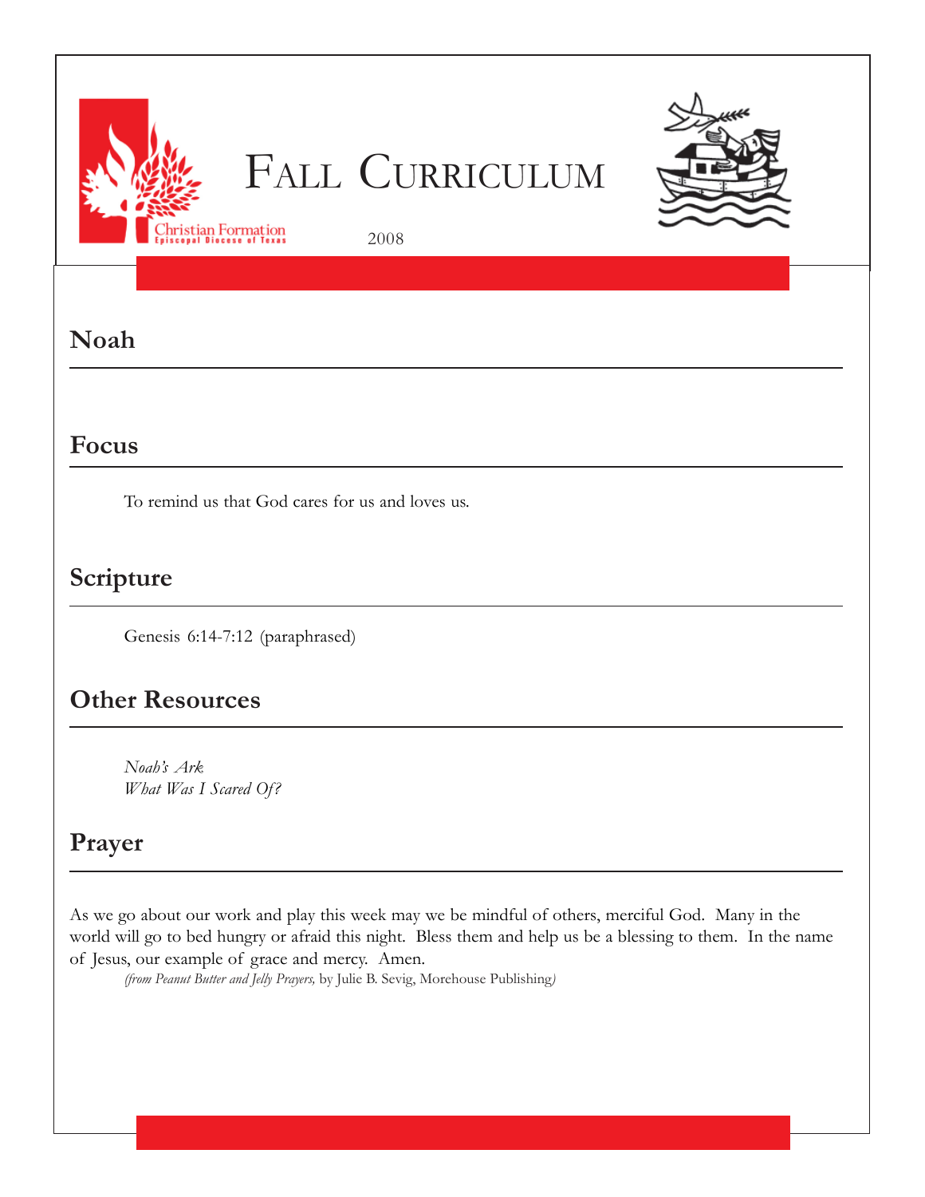# Fall Curriculum

Christian Formation
Episcopal Diocese of Texas

2008

## Noah

## Focus

To remind us that God cares for us and loves us.

## Scripture

Genesis 6:14-7:12 (paraphrased)

## Other Resources

*Noah's Ark*
*What Was I Scared Of?*

## Prayer

As we go about our work and play this week may we be mindful of others, merciful God. Many in the world will go to bed hungry or afraid this night. Bless them and help us be a blessing to them. In the name of Jesus, our example of grace and mercy. Amen.

*(from Peanut Butter and Jelly Prayers,* by Julie B. Sevig, Morehouse Publishing*)*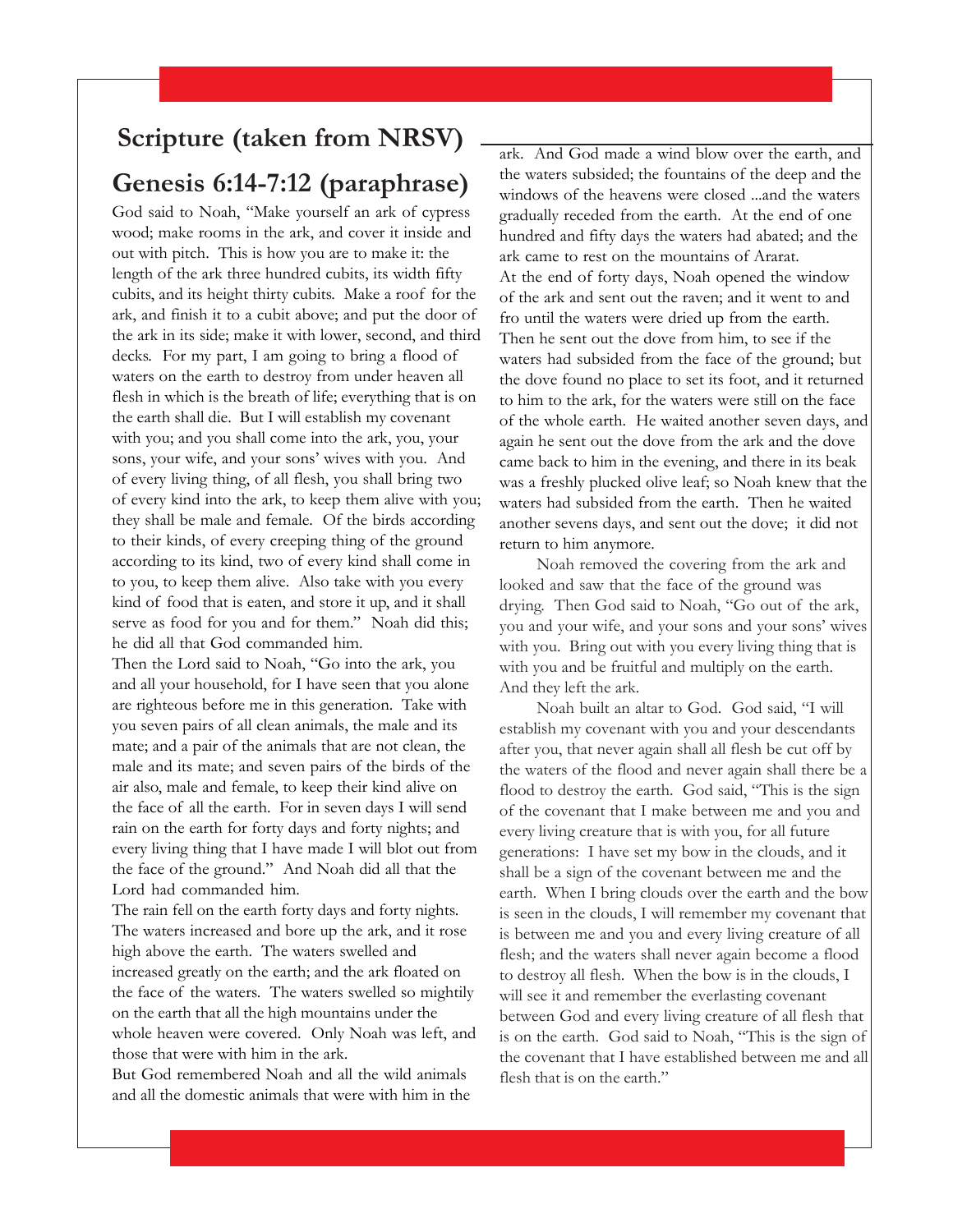## Scripture (taken from NRSV)

## Genesis 6:14-7:12 (paraphrase)

God said to Noah, "Make yourself an ark of cypress wood; make rooms in the ark, and cover it inside and out with pitch. This is how you are to make it: the length of the ark three hundred cubits, its width fifty cubits, and its height thirty cubits. Make a roof for the ark, and finish it to a cubit above; and put the door of the ark in its side; make it with lower, second, and third decks. For my part, I am going to bring a flood of waters on the earth to destroy from under heaven all flesh in which is the breath of life; everything that is on the earth shall die. But I will establish my covenant with you; and you shall come into the ark, you, your sons, your wife, and your sons' wives with you. And of every living thing, of all flesh, you shall bring two of every kind into the ark, to keep them alive with you; they shall be male and female. Of the birds according to their kinds, of every creeping thing of the ground according to its kind, two of every kind shall come in to you, to keep them alive. Also take with you every kind of food that is eaten, and store it up, and it shall serve as food for you and for them." Noah did this; he did all that God commanded him.

Then the Lord said to Noah, "Go into the ark, you and all your household, for I have seen that you alone are righteous before me in this generation. Take with you seven pairs of all clean animals, the male and its mate; and a pair of the animals that are not clean, the male and its mate; and seven pairs of the birds of the air also, male and female, to keep their kind alive on the face of all the earth. For in seven days I will send rain on the earth for forty days and forty nights; and every living thing that I have made I will blot out from the face of the ground." And Noah did all that the Lord had commanded him.

The rain fell on the earth forty days and forty nights. The waters increased and bore up the ark, and it rose high above the earth. The waters swelled and increased greatly on the earth; and the ark floated on the face of the waters. The waters swelled so mightily on the earth that all the high mountains under the whole heaven were covered. Only Noah was left, and those that were with him in the ark.

But God remembered Noah and all the wild animals and all the domestic animals that were with him in the ark. And God made a wind blow over the earth, and the waters subsided; the fountains of the deep and the windows of the heavens were closed ...and the waters gradually receded from the earth. At the end of one hundred and fifty days the waters had abated; and the ark came to rest on the mountains of Ararat.

At the end of forty days, Noah opened the window of the ark and sent out the raven; and it went to and fro until the waters were dried up from the earth. Then he sent out the dove from him, to see if the waters had subsided from the face of the ground; but the dove found no place to set its foot, and it returned to him to the ark, for the waters were still on the face of the whole earth. He waited another seven days, and again he sent out the dove from the ark and the dove came back to him in the evening, and there in its beak was a freshly plucked olive leaf; so Noah knew that the waters had subsided from the earth. Then he waited another sevens days, and sent out the dove; it did not return to him anymore.

Noah removed the covering from the ark and looked and saw that the face of the ground was drying. Then God said to Noah, "Go out of the ark, you and your wife, and your sons and your sons' wives with you. Bring out with you every living thing that is with you and be fruitful and multiply on the earth. And they left the ark.

Noah built an altar to God. God said, "I will establish my covenant with you and your descendants after you, that never again shall all flesh be cut off by the waters of the flood and never again shall there be a flood to destroy the earth. God said, "This is the sign of the covenant that I make between me and you and every living creature that is with you, for all future generations: I have set my bow in the clouds, and it shall be a sign of the covenant between me and the earth. When I bring clouds over the earth and the bow is seen in the clouds, I will remember my covenant that is between me and you and every living creature of all flesh; and the waters shall never again become a flood to destroy all flesh. When the bow is in the clouds, I will see it and remember the everlasting covenant between God and every living creature of all flesh that is on the earth. God said to Noah, "This is the sign of the covenant that I have established between me and all flesh that is on the earth."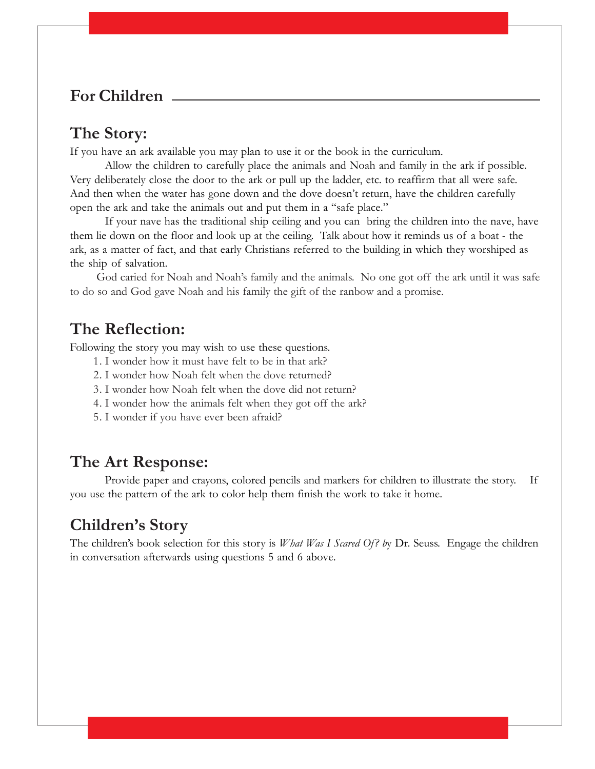## For Children

## The Story:

If you have an ark available you may plan to use it or the book in the curriculum.

Allow the children to carefully place the animals and Noah and family in the ark if possible. Very deliberately close the door to the ark or pull up the ladder, etc. to reaffirm that all were safe. And then when the water has gone down and the dove doesn't return, have the children carefully open the ark and take the animals out and put them in a "safe place."

If your nave has the traditional ship ceiling and you can bring the children into the nave, have them lie down on the floor and look up at the ceiling. Talk about how it reminds us of a boat - the ark, as a matter of fact, and that early Christians referred to the building in which they worshiped as the ship of salvation.

God caried for Noah and Noah's family and the animals. No one got off the ark until it was safe to do so and God gave Noah and his family the gift of the ranbow and a promise.

## The Reflection:

Following the story you may wish to use these questions.

1. I wonder how it must have felt to be in that ark?
2. I wonder how Noah felt when the dove returned?
3. I wonder how Noah felt when the dove did not return?
4. I wonder how the animals felt when they got off the ark?
5. I wonder if you have ever been afraid?

## The Art Response:

Provide paper and crayons, colored pencils and markers for children to illustrate the story. If you use the pattern of the ark to color help them finish the work to take it home.

## Children's Story

The children's book selection for this story is *What Was I Scared Of? by* Dr. Seuss. Engage the children in conversation afterwards using questions 5 and 6 above.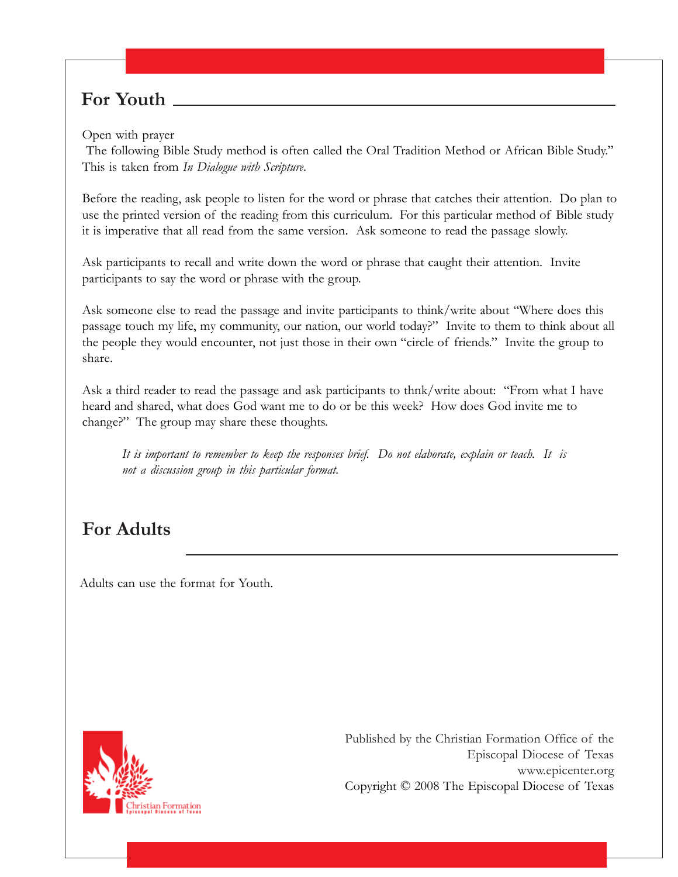## For Youth

Open with prayer
The following Bible Study method is often called the Oral Tradition Method or African Bible Study." This is taken from *In Dialogue with Scripture*.

Before the reading, ask people to listen for the word or phrase that catches their attention. Do plan to use the printed version of the reading from this curriculum. For this particular method of Bible study it is imperative that all read from the same version. Ask someone to read the passage slowly.

Ask participants to recall and write down the word or phrase that caught their attention. Invite participants to say the word or phrase with the group.

Ask someone else to read the passage and invite participants to think/write about "Where does this passage touch my life, my community, our nation, our world today?" Invite to them to think about all the people they would encounter, not just those in their own "circle of friends." Invite the group to share.

Ask a third reader to read the passage and ask participants to thnk/write about: "From what I have heard and shared, what does God want me to do or be this week? How does God invite me to change?" The group may share these thoughts.

> *It is important to remember to keep the responses brief. Do not elaborate, explain or teach. It is not a discussion group in this particular format.*

## For Adults

Adults can use the format for Youth.

Published by the Christian Formation Office of the Episcopal Diocese of Texas
www.epicenter.org
Copyright © 2008 The Episcopal Diocese of Texas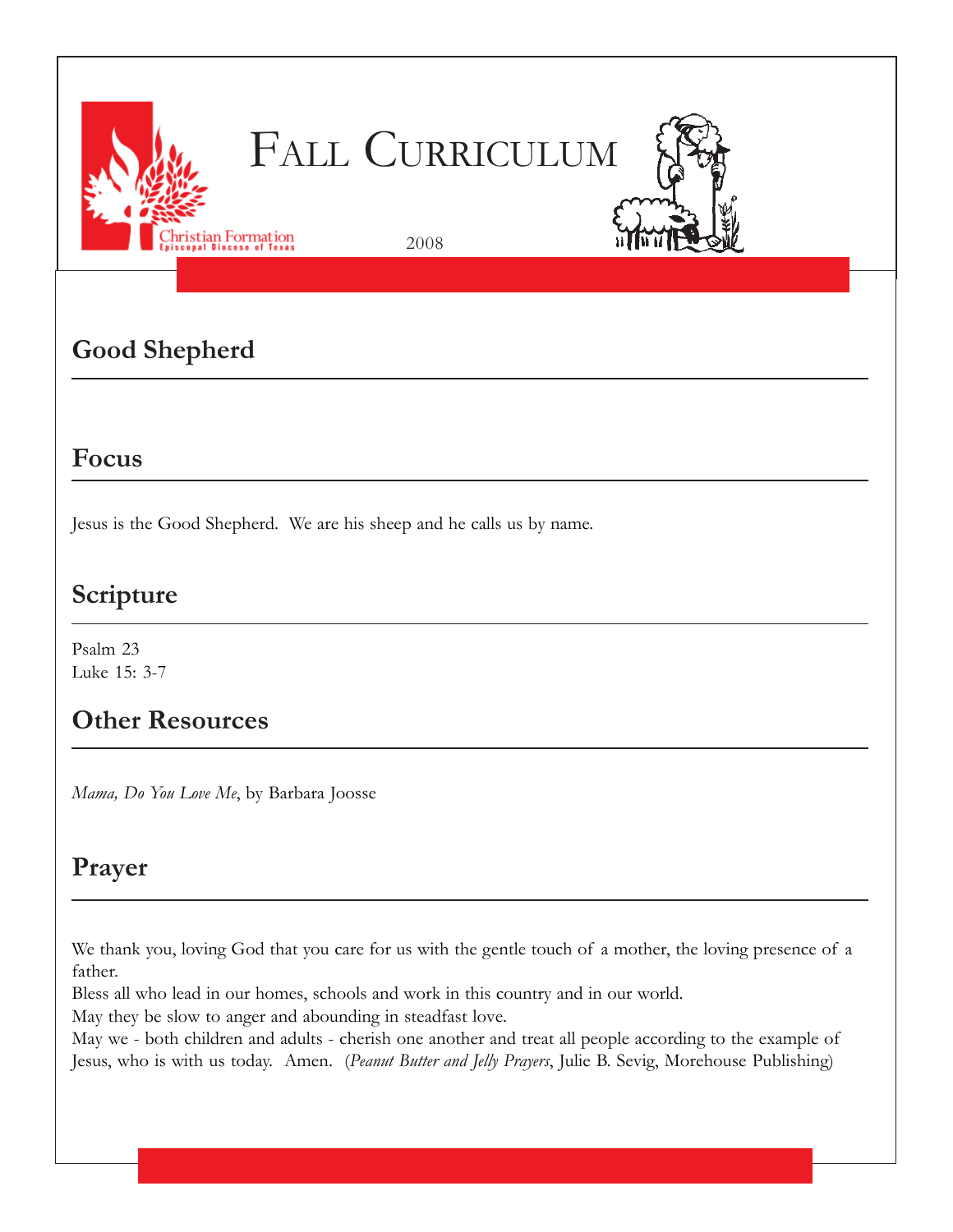# Fall Curriculum

2008

## Good Shepherd

## Focus

Jesus is the Good Shepherd. We are his sheep and he calls us by name.

## Scripture

Psalm 23
Luke 15: 3-7

## Other Resources

*Mama, Do You Love Me*, by Barbara Joosse

## Prayer

We thank you, loving God that you care for us with the gentle touch of a mother, the loving presence of a father.
Bless all who lead in our homes, schools and work in this country and in our world.
May they be slow to anger and abounding in steadfast love.
May we - both children and adults - cherish one another and treat all people according to the example of Jesus, who is with us today. Amen. (*Peanut Butter and Jelly Prayers*, Julie B. Sevig, Morehouse Publishing)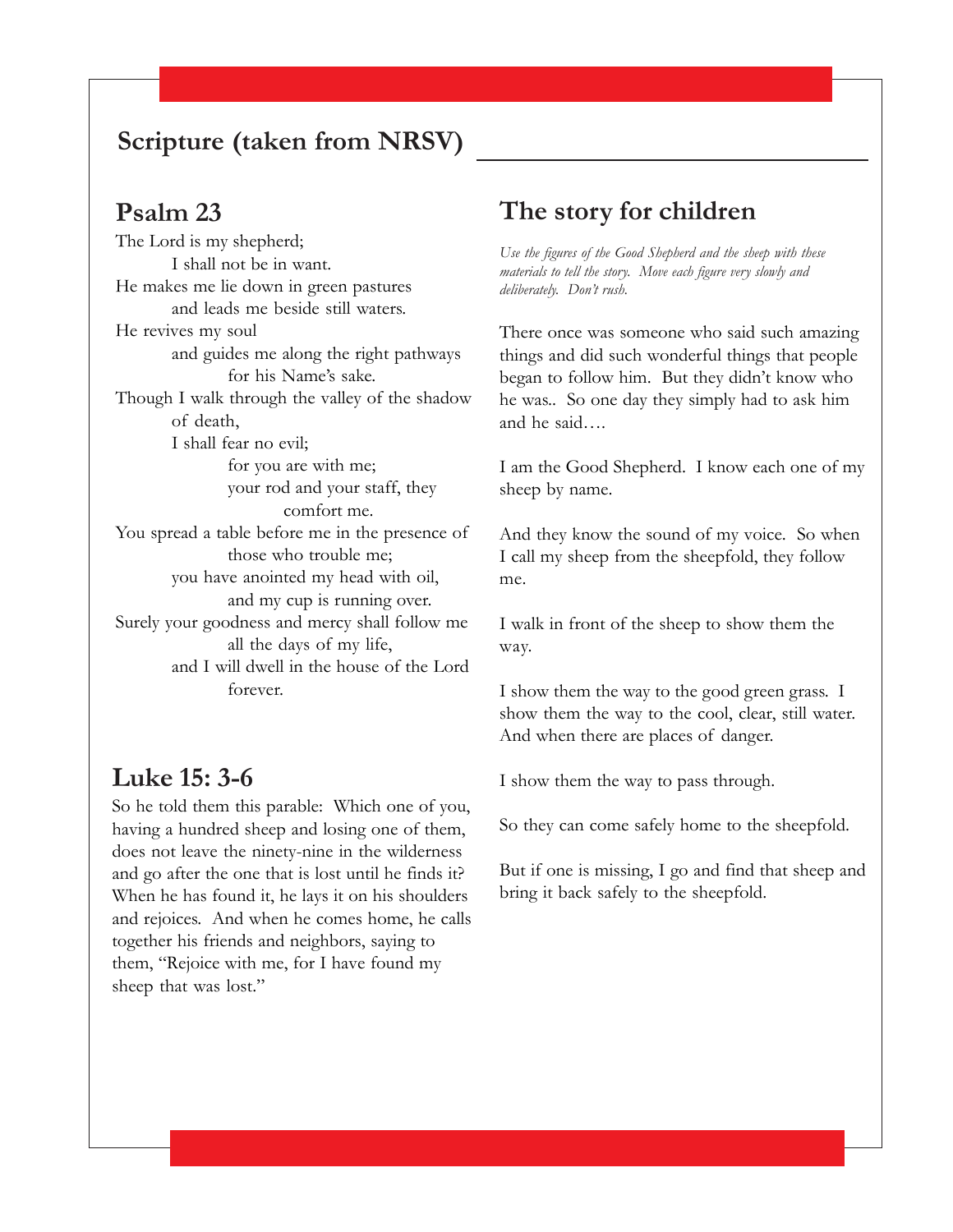## Scripture (taken from NRSV)

### Psalm 23

The Lord is my shepherd;
I shall not be in want.
He makes me lie down in green pastures
and leads me beside still waters.
He revives my soul
and guides me along the right pathways
for his Name's sake.
Though I walk through the valley of the shadow
of death,
I shall fear no evil;
for you are with me;
your rod and your staff, they
comfort me.
You spread a table before me in the presence of
those who trouble me;
you have anointed my head with oil,
and my cup is running over.
Surely your goodness and mercy shall follow me
all the days of my life,
and I will dwell in the house of the Lord
forever.

### Luke 15: 3-6

So he told them this parable: Which one of you, having a hundred sheep and losing one of them, does not leave the ninety-nine in the wilderness and go after the one that is lost until he finds it? When he has found it, he lays it on his shoulders and rejoices. And when he comes home, he calls together his friends and neighbors, saying to them, "Rejoice with me, for I have found my sheep that was lost."

### The story for children

*Use the figures of the Good Shepherd and the sheep with these materials to tell the story. Move each figure very slowly and deliberately. Don't rush.*

There once was someone who said such amazing things and did such wonderful things that people began to follow him. But they didn't know who he was.. So one day they simply had to ask him and he said….

I am the Good Shepherd. I know each one of my sheep by name.

And they know the sound of my voice. So when I call my sheep from the sheepfold, they follow me.

I walk in front of the sheep to show them the way.

I show them the way to the good green grass. I show them the way to the cool, clear, still water. And when there are places of danger.

I show them the way to pass through.

So they can come safely home to the sheepfold.

But if one is missing, I go and find that sheep and bring it back safely to the sheepfold.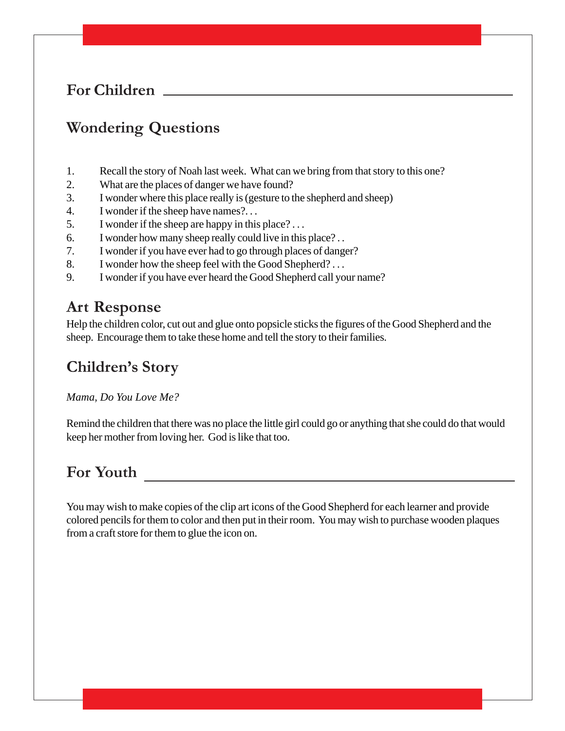## For Children

## Wondering Questions

1. Recall the story of Noah last week. What can we bring from that story to this one?
2. What are the places of danger we have found?
3. I wonder where this place really is (gesture to the shepherd and sheep)
4. I wonder if the sheep have names?. . .
5. I wonder if the sheep are happy in this place? . . .
6. I wonder how many sheep really could live in this place? . .
7. I wonder if you have ever had to go through places of danger?
8. I wonder how the sheep feel with the Good Shepherd? . . .
9. I wonder if you have ever heard the Good Shepherd call your name?

## Art Response

Help the children color, cut out and glue onto popsicle sticks the figures of the Good Shepherd and the sheep. Encourage them to take these home and tell the story to their families.

## Children's Story

*Mama, Do You Love Me?*

Remind the children that there was no place the little girl could go or anything that she could do that would keep her mother from loving her. God is like that too.

## For Youth

You may wish to make copies of the clip art icons of the Good Shepherd for each learner and provide colored pencils for them to color and then put in their room. You may wish to purchase wooden plaques from a craft store for them to glue the icon on.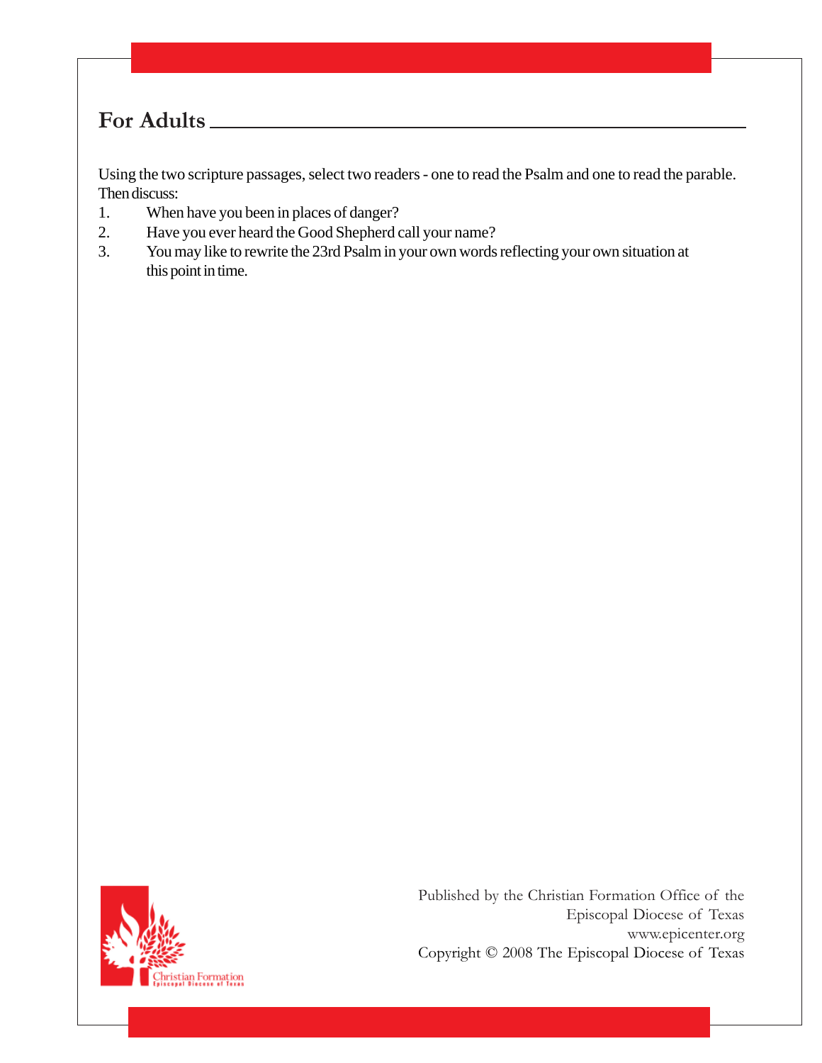## For Adults

Using the two scripture passages, select two readers - one to read the Psalm and one to read the parable. Then discuss:

1. When have you been in places of danger?
2. Have you ever heard the Good Shepherd call your name?
3. You may like to rewrite the 23rd Psalm in your own words reflecting your own situation at this point in time.

Published by the Christian Formation Office of the Episcopal Diocese of Texas
www.epicenter.org
Copyright © 2008 The Episcopal Diocese of Texas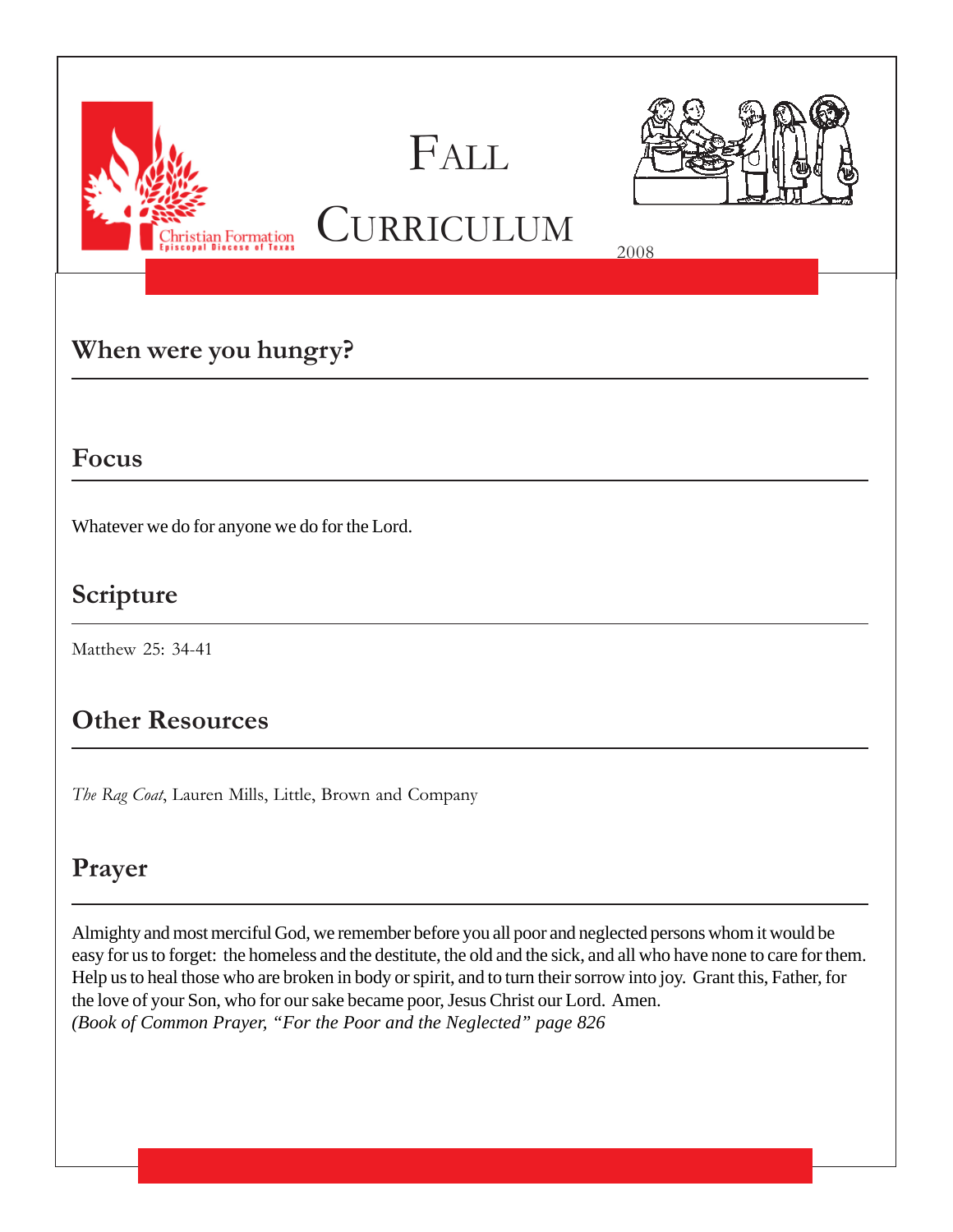Christian Formation
Episcopal Diocese of Texas

# FALL CURRICULUM

2008

## When were you hungry?

## Focus

Whatever we do for anyone we do for the Lord.

## Scripture

Matthew 25: 34-41

## Other Resources

*The Rag Coat*, Lauren Mills, Little, Brown and Company

## Prayer

Almighty and most merciful God, we remember before you all poor and neglected persons whom it would be easy for us to forget: the homeless and the destitute, the old and the sick, and all who have none to care for them. Help us to heal those who are broken in body or spirit, and to turn their sorrow into joy. Grant this, Father, for the love of your Son, who for our sake became poor, Jesus Christ our Lord. Amen.
*(Book of Common Prayer, "For the Poor and the Neglected" page 826*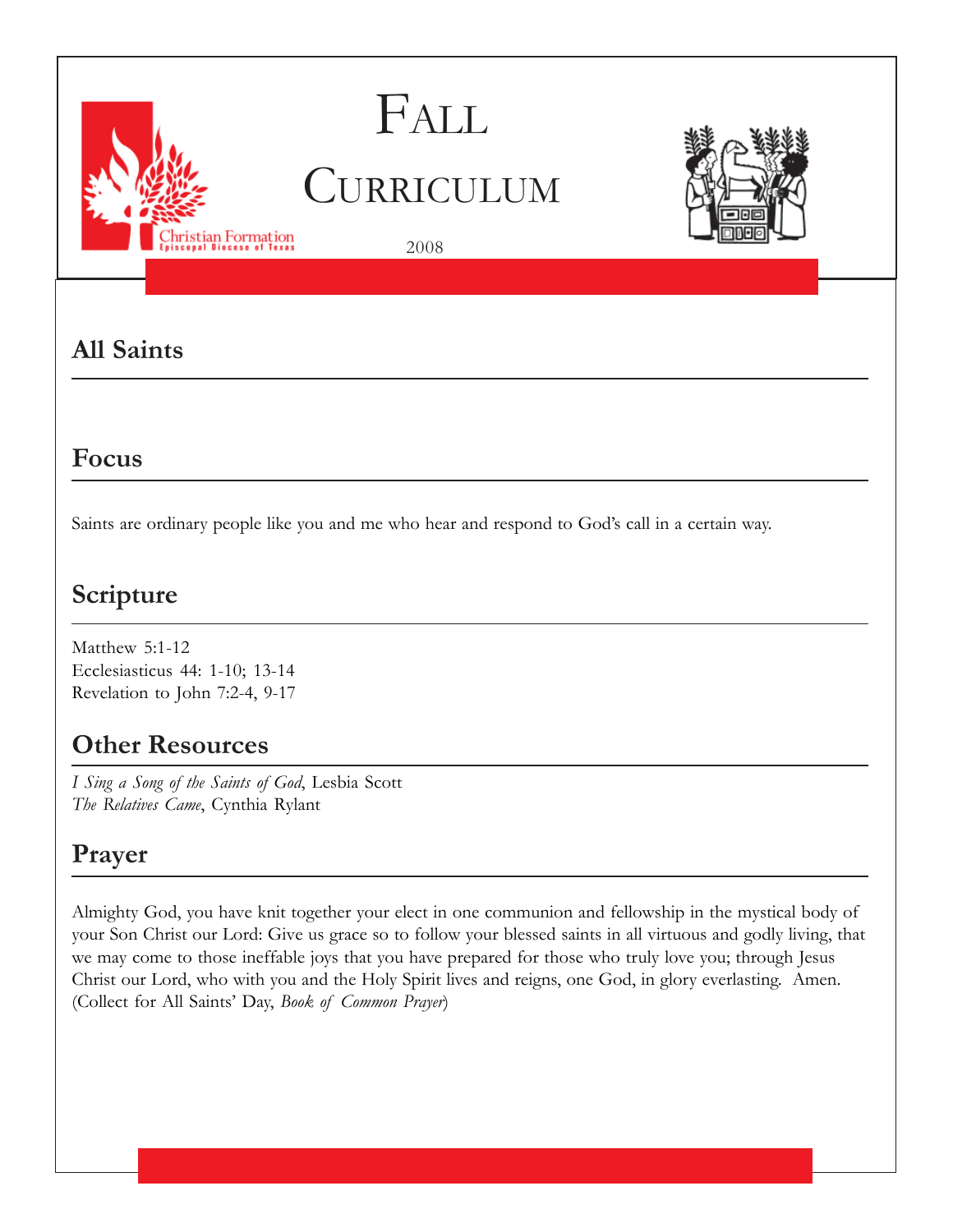# Fall Curriculum

2008

## All Saints

## Focus

Saints are ordinary people like you and me who hear and respond to God's call in a certain way.

## Scripture

Matthew 5:1-12
Ecclesiasticus 44: 1-10; 13-14
Revelation to John 7:2-4, 9-17

## Other Resources

*I Sing a Song of the Saints of God*, Lesbia Scott
*The Relatives Came*, Cynthia Rylant

## Prayer

Almighty God, you have knit together your elect in one communion and fellowship in the mystical body of your Son Christ our Lord: Give us grace so to follow your blessed saints in all virtuous and godly living, that we may come to those ineffable joys that you have prepared for those who truly love you; through Jesus Christ our Lord, who with you and the Holy Spirit lives and reigns, one God, in glory everlasting. Amen. (Collect for All Saints' Day, *Book of Common Prayer*)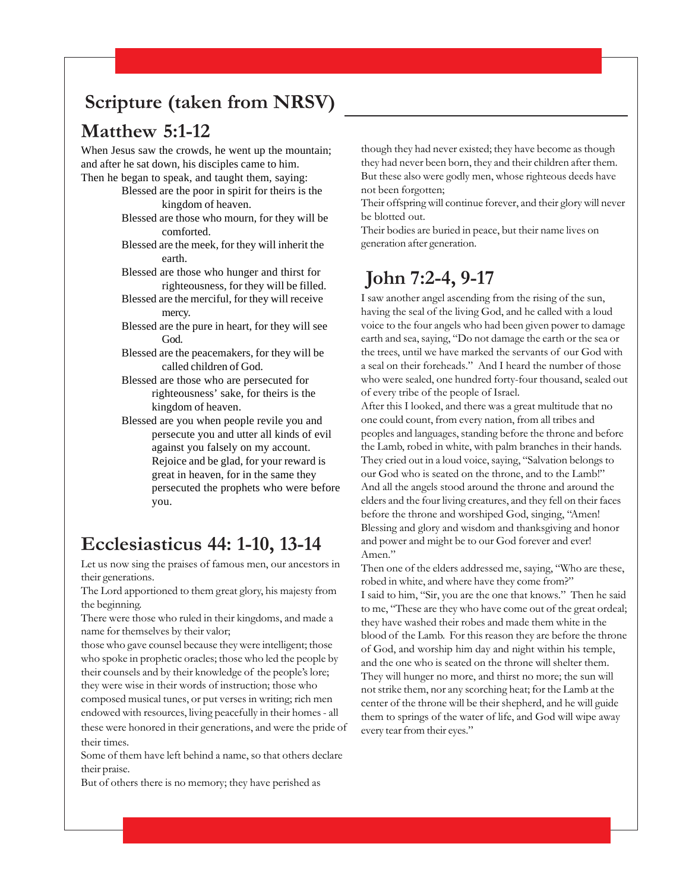## Scripture (taken from NRSV)

## Matthew 5:1-12

When Jesus saw the crowds, he went up the mountain; and after he sat down, his disciples came to him. Then he began to speak, and taught them, saying:

Blessed are the poor in spirit for theirs is the kingdom of heaven.

Blessed are those who mourn, for they will be comforted.

Blessed are the meek, for they will inherit the earth.

Blessed are those who hunger and thirst for righteousness, for they will be filled.

Blessed are the merciful, for they will receive mercy.

Blessed are the pure in heart, for they will see God.

Blessed are the peacemakers, for they will be called children of God.

Blessed are those who are persecuted for righteousness' sake, for theirs is the kingdom of heaven.

Blessed are you when people revile you and persecute you and utter all kinds of evil against you falsely on my account. Rejoice and be glad, for your reward is great in heaven, for in the same they persecuted the prophets who were before you.

## Ecclesiasticus 44: 1-10, 13-14

Let us now sing the praises of famous men, our ancestors in their generations.

The Lord apportioned to them great glory, his majesty from the beginning.

There were those who ruled in their kingdoms, and made a name for themselves by their valor;

those who gave counsel because they were intelligent; those who spoke in prophetic oracles; those who led the people by their counsels and by their knowledge of the people's lore; they were wise in their words of instruction; those who composed musical tunes, or put verses in writing; rich men endowed with resources, living peacefully in their homes - all these were honored in their generations, and were the pride of their times.

Some of them have left behind a name, so that others declare their praise.

But of others there is no memory; they have perished as though they had never existed; they have become as though they had never been born, they and their children after them.

But these also were godly men, whose righteous deeds have not been forgotten;

Their offspring will continue forever, and their glory will never be blotted out.

Their bodies are buried in peace, but their name lives on generation after generation.

## John 7:2-4, 9-17

I saw another angel ascending from the rising of the sun, having the seal of the living God, and he called with a loud voice to the four angels who had been given power to damage earth and sea, saying, "Do not damage the earth or the sea or the trees, until we have marked the servants of our God with a seal on their foreheads." And I heard the number of those who were sealed, one hundred forty-four thousand, sealed out of every tribe of the people of Israel.

After this I looked, and there was a great multitude that no one could count, from every nation, from all tribes and peoples and languages, standing before the throne and before the Lamb, robed in white, with palm branches in their hands. They cried out in a loud voice, saying, "Salvation belongs to our God who is seated on the throne, and to the Lamb!" And all the angels stood around the throne and around the elders and the four living creatures, and they fell on their faces before the throne and worshiped God, singing, "Amen! Blessing and glory and wisdom and thanksgiving and honor and power and might be to our God forever and ever! Amen."

Then one of the elders addressed me, saying, "Who are these, robed in white, and where have they come from?"

I said to him, "Sir, you are the one that knows." Then he said to me, "These are they who have come out of the great ordeal; they have washed their robes and made them white in the blood of the Lamb. For this reason they are before the throne of God, and worship him day and night within his temple, and the one who is seated on the throne will shelter them. They will hunger no more, and thirst no more; the sun will not strike them, nor any scorching heat; for the Lamb at the center of the throne will be their shepherd, and he will guide them to springs of the water of life, and God will wipe away every tear from their eyes."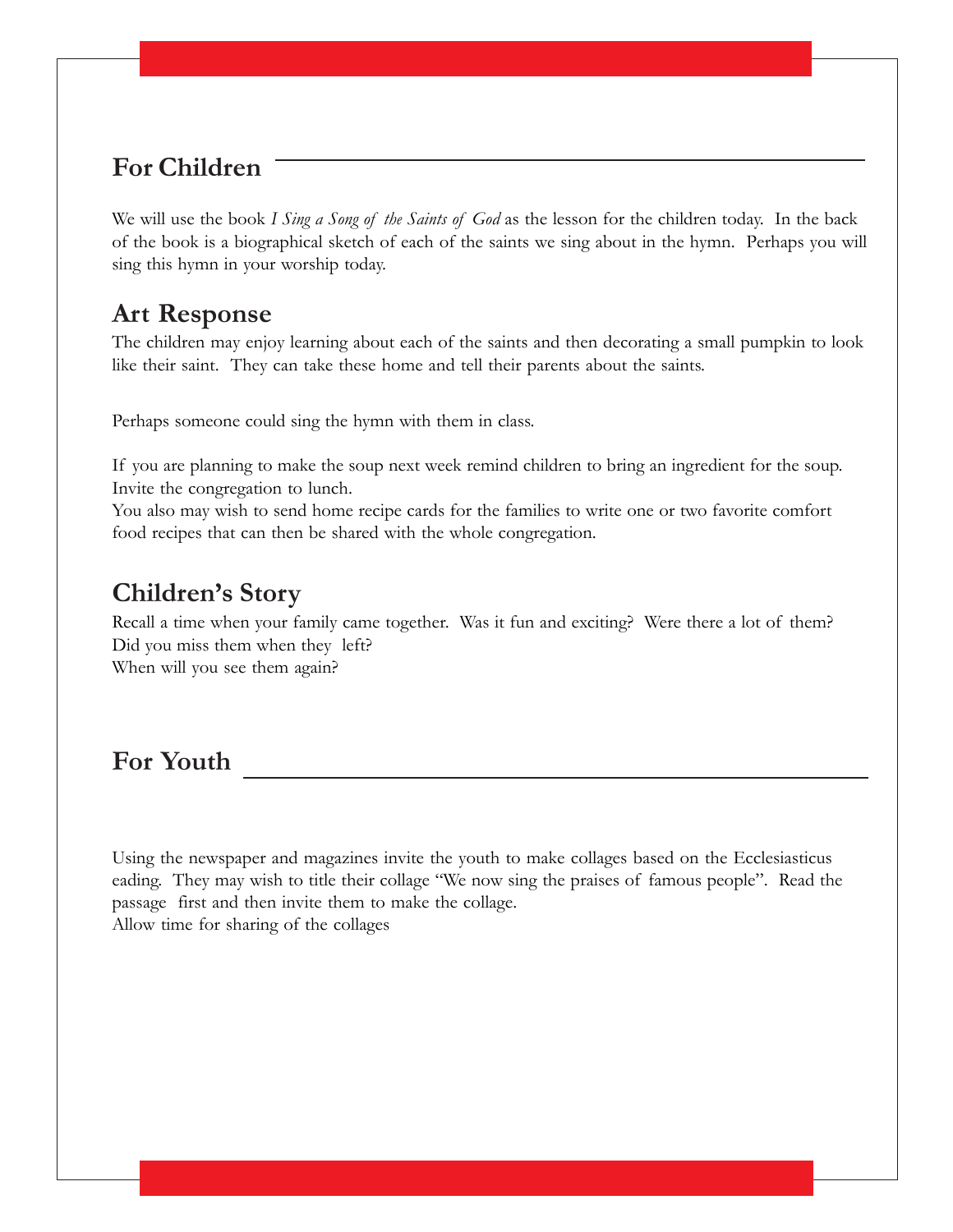## For Children

We will use the book *I Sing a Song of the Saints of God* as the lesson for the children today. In the back of the book is a biographical sketch of each of the saints we sing about in the hymn. Perhaps you will sing this hymn in your worship today.

### Art Response

The children may enjoy learning about each of the saints and then decorating a small pumpkin to look like their saint. They can take these home and tell their parents about the saints.

Perhaps someone could sing the hymn with them in class.

If you are planning to make the soup next week remind children to bring an ingredient for the soup. Invite the congregation to lunch.
You also may wish to send home recipe cards for the families to write one or two favorite comfort food recipes that can then be shared with the whole congregation.

### Children's Story

Recall a time when your family came together. Was it fun and exciting? Were there a lot of them? Did you miss them when they left?
When will you see them again?

## For Youth

Using the newspaper and magazines invite the youth to make collages based on the Ecclesiasticus eading. They may wish to title their collage "We now sing the praises of famous people". Read the passage first and then invite them to make the collage.
Allow time for sharing of the collages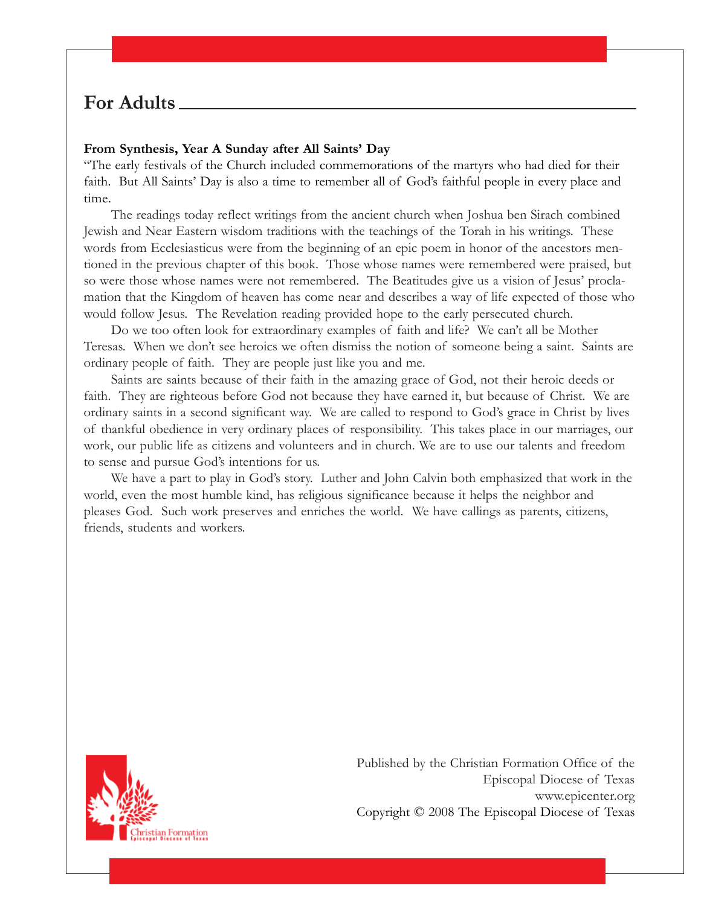## For Adults

**From Synthesis, Year A Sunday after All Saints' Day**

"The early festivals of the Church included commemorations of the martyrs who had died for their faith. But All Saints' Day is also a time to remember all of God's faithful people in every place and time.

The readings today reflect writings from the ancient church when Joshua ben Sirach combined Jewish and Near Eastern wisdom traditions with the teachings of the Torah in his writings. These words from Ecclesiasticus were from the beginning of an epic poem in honor of the ancestors mentioned in the previous chapter of this book. Those whose names were remembered were praised, but so were those whose names were not remembered. The Beatitudes give us a vision of Jesus' proclamation that the Kingdom of heaven has come near and describes a way of life expected of those who would follow Jesus. The Revelation reading provided hope to the early persecuted church.

Do we too often look for extraordinary examples of faith and life? We can't all be Mother Teresas. When we don't see heroics we often dismiss the notion of someone being a saint. Saints are ordinary people of faith. They are people just like you and me.

Saints are saints because of their faith in the amazing grace of God, not their heroic deeds or faith. They are righteous before God not because they have earned it, but because of Christ. We are ordinary saints in a second significant way. We are called to respond to God's grace in Christ by lives of thankful obedience in very ordinary places of responsibility. This takes place in our marriages, our work, our public life as citizens and volunteers and in church. We are to use our talents and freedom to sense and pursue God's intentions for us.

We have a part to play in God's story. Luther and John Calvin both emphasized that work in the world, even the most humble kind, has religious significance because it helps the neighbor and pleases God. Such work preserves and enriches the world. We have callings as parents, citizens, friends, students and workers.

Christian Formation
Episcopal Diocese of Texas

Published by the Christian Formation Office of the
Episcopal Diocese of Texas
www.epicenter.org
Copyright © 2008 The Episcopal Diocese of Texas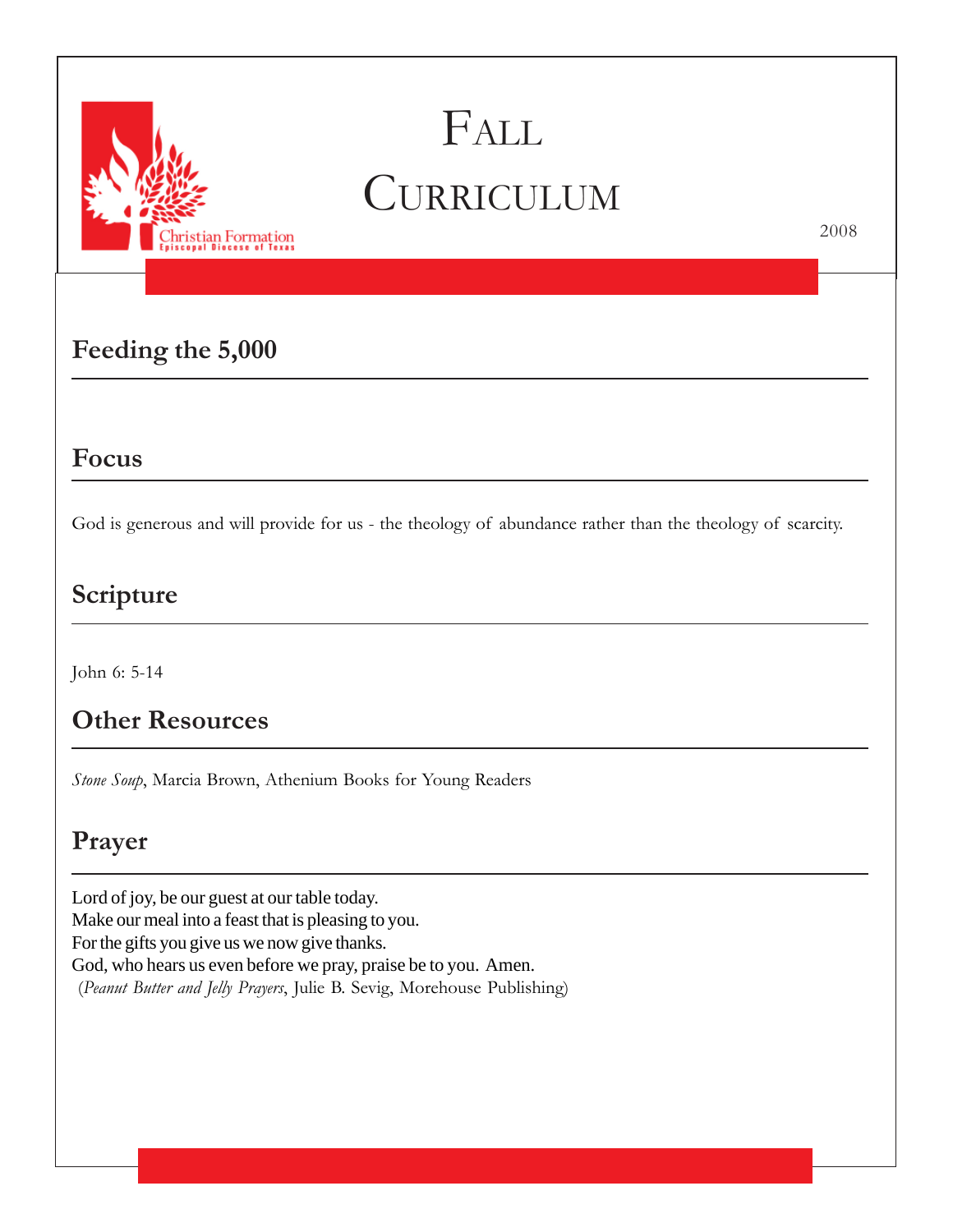# Fall Curriculum

2008

## Feeding the 5,000

## Focus

God is generous and will provide for us - the theology of abundance rather than the theology of scarcity.

## Scripture

John 6: 5-14

## Other Resources

*Stone Soup*, Marcia Brown, Athenium Books for Young Readers

## Prayer

Lord of joy, be our guest at our table today.
Make our meal into a feast that is pleasing to you.
For the gifts you give us we now give thanks.
God, who hears us even before we pray, praise be to you. Amen.
(*Peanut Butter and Jelly Prayers*, Julie B. Sevig, Morehouse Publishing)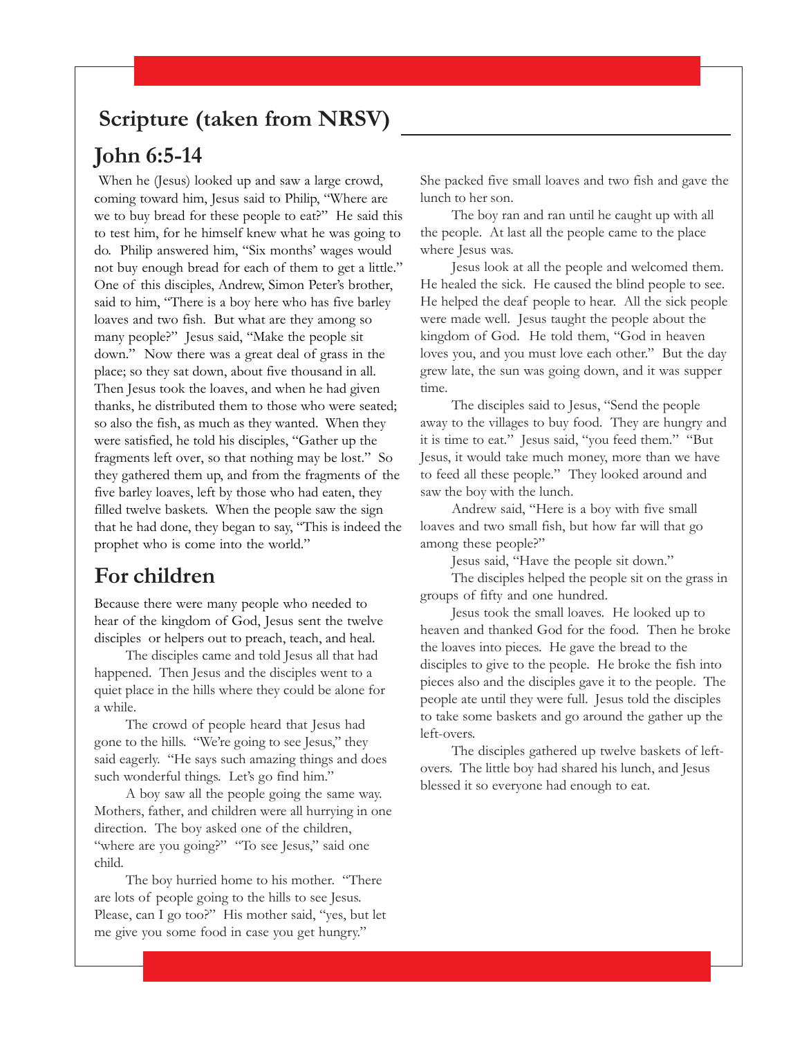## Scripture (taken from NRSV)

## John 6:5-14

When he (Jesus) looked up and saw a large crowd, coming toward him, Jesus said to Philip, "Where are we to buy bread for these people to eat?" He said this to test him, for he himself knew what he was going to do. Philip answered him, "Six months' wages would not buy enough bread for each of them to get a little." One of this disciples, Andrew, Simon Peter's brother, said to him, "There is a boy here who has five barley loaves and two fish. But what are they among so many people?" Jesus said, "Make the people sit down." Now there was a great deal of grass in the place; so they sat down, about five thousand in all. Then Jesus took the loaves, and when he had given thanks, he distributed them to those who were seated; so also the fish, as much as they wanted. When they were satisfied, he told his disciples, "Gather up the fragments left over, so that nothing may be lost." So they gathered them up, and from the fragments of the five barley loaves, left by those who had eaten, they filled twelve baskets. When the people saw the sign that he had done, they began to say, "This is indeed the prophet who is come into the world."

## For children

Because there were many people who needed to hear of the kingdom of God, Jesus sent the twelve disciples or helpers out to preach, teach, and heal.

The disciples came and told Jesus all that had happened. Then Jesus and the disciples went to a quiet place in the hills where they could be alone for a while.

The crowd of people heard that Jesus had gone to the hills. "We're going to see Jesus," they said eagerly. "He says such amazing things and does such wonderful things. Let's go find him."

A boy saw all the people going the same way. Mothers, father, and children were all hurrying in one direction. The boy asked one of the children, "where are you going?" "To see Jesus," said one child.

The boy hurried home to his mother. "There are lots of people going to the hills to see Jesus. Please, can I go too?" His mother said, "yes, but let me give you some food in case you get hungry." She packed five small loaves and two fish and gave the lunch to her son.

The boy ran and ran until he caught up with all the people. At last all the people came to the place where Jesus was.

Jesus look at all the people and welcomed them. He healed the sick. He caused the blind people to see. He helped the deaf people to hear. All the sick people were made well. Jesus taught the people about the kingdom of God. He told them, "God in heaven loves you, and you must love each other." But the day grew late, the sun was going down, and it was supper time.

The disciples said to Jesus, "Send the people away to the villages to buy food. They are hungry and it is time to eat." Jesus said, "you feed them." "But Jesus, it would take much money, more than we have to feed all these people." They looked around and saw the boy with the lunch.

Andrew said, "Here is a boy with five small loaves and two small fish, but how far will that go among these people?"

Jesus said, "Have the people sit down."

The disciples helped the people sit on the grass in groups of fifty and one hundred.

Jesus took the small loaves. He looked up to heaven and thanked God for the food. Then he broke the loaves into pieces. He gave the bread to the disciples to give to the people. He broke the fish into pieces also and the disciples gave it to the people. The people ate until they were full. Jesus told the disciples to take some baskets and go around the gather up the left-overs.

The disciples gathered up twelve baskets of left-overs. The little boy had shared his lunch, and Jesus blessed it so everyone had enough to eat.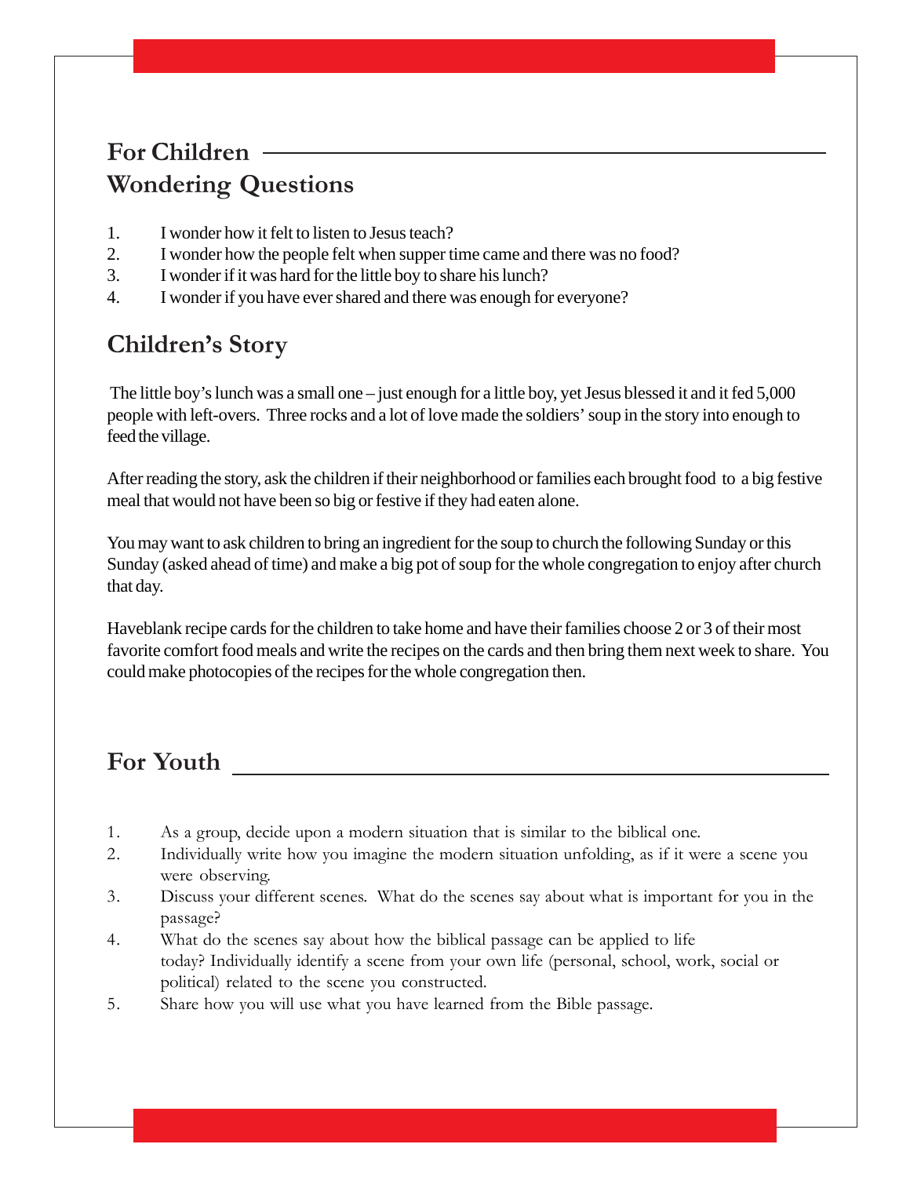## For Children

### Wondering Questions

1. I wonder how it felt to listen to Jesus teach?
2. I wonder how the people felt when supper time came and there was no food?
3. I wonder if it was hard for the little boy to share his lunch?
4. I wonder if you have ever shared and there was enough for everyone?

### Children's Story

The little boy's lunch was a small one – just enough for a little boy, yet Jesus blessed it and it fed 5,000 people with left-overs. Three rocks and a lot of love made the soldiers' soup in the story into enough to feed the village.

After reading the story, ask the children if their neighborhood or families each brought food to a big festive meal that would not have been so big or festive if they had eaten alone.

You may want to ask children to bring an ingredient for the soup to church the following Sunday or this Sunday (asked ahead of time) and make a big pot of soup for the whole congregation to enjoy after church that day.

Haveblank recipe cards for the children to take home and have their families choose 2 or 3 of their most favorite comfort food meals and write the recipes on the cards and then bring them next week to share. You could make photocopies of the recipes for the whole congregation then.

## For Youth

1. As a group, decide upon a modern situation that is similar to the biblical one.
2. Individually write how you imagine the modern situation unfolding, as if it were a scene you were observing.
3. Discuss your different scenes. What do the scenes say about what is important for you in the passage?
4. What do the scenes say about how the biblical passage can be applied to life today? Individually identify a scene from your own life (personal, school, work, social or political) related to the scene you constructed.
5. Share how you will use what you have learned from the Bible passage.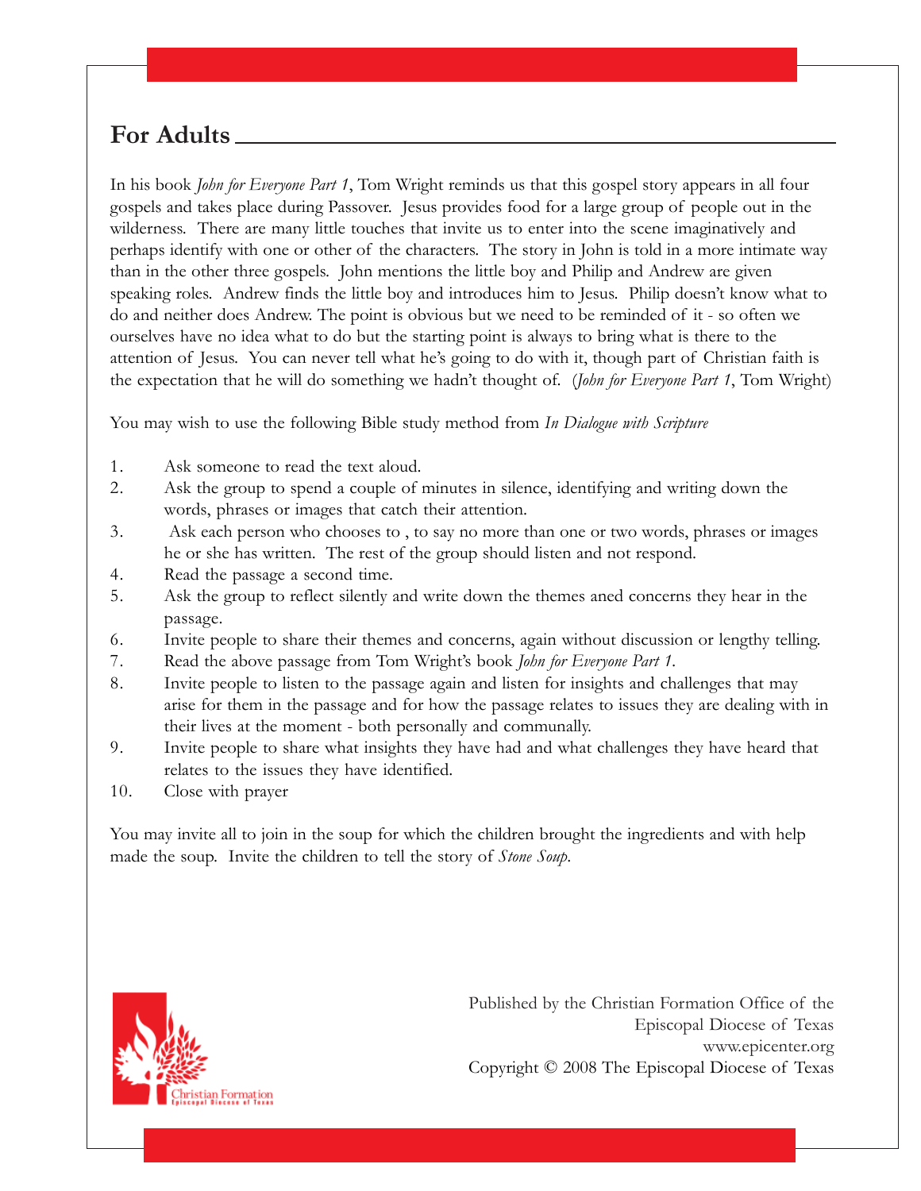## For Adults

In his book *John for Everyone Part 1*, Tom Wright reminds us that this gospel story appears in all four gospels and takes place during Passover. Jesus provides food for a large group of people out in the wilderness. There are many little touches that invite us to enter into the scene imaginatively and perhaps identify with one or other of the characters. The story in John is told in a more intimate way than in the other three gospels. John mentions the little boy and Philip and Andrew are given speaking roles. Andrew finds the little boy and introduces him to Jesus. Philip doesn't know what to do and neither does Andrew. The point is obvious but we need to be reminded of it - so often we ourselves have no idea what to do but the starting point is always to bring what is there to the attention of Jesus. You can never tell what he's going to do with it, though part of Christian faith is the expectation that he will do something we hadn't thought of. (*John for Everyone Part 1*, Tom Wright)

You may wish to use the following Bible study method from *In Dialogue with Scripture*

1. Ask someone to read the text aloud.
2. Ask the group to spend a couple of minutes in silence, identifying and writing down the words, phrases or images that catch their attention.
3. Ask each person who chooses to , to say no more than one or two words, phrases or images he or she has written. The rest of the group should listen and not respond.
4. Read the passage a second time.
5. Ask the group to reflect silently and write down the themes aned concerns they hear in the passage.
6. Invite people to share their themes and concerns, again without discussion or lengthy telling.
7. Read the above passage from Tom Wright's book *John for Everyone Part 1*.
8. Invite people to listen to the passage again and listen for insights and challenges that may arise for them in the passage and for how the passage relates to issues they are dealing with in their lives at the moment - both personally and communally.
9. Invite people to share what insights they have had and what challenges they have heard that relates to the issues they have identified.
10. Close with prayer

You may invite all to join in the soup for which the children brought the ingredients and with help made the soup. Invite the children to tell the story of *Stone Soup*.

Christian Formation
Episcopal Diocese of Texas

Published by the Christian Formation Office of the Episcopal Diocese of Texas
www.epicenter.org
Copyright © 2008 The Episcopal Diocese of Texas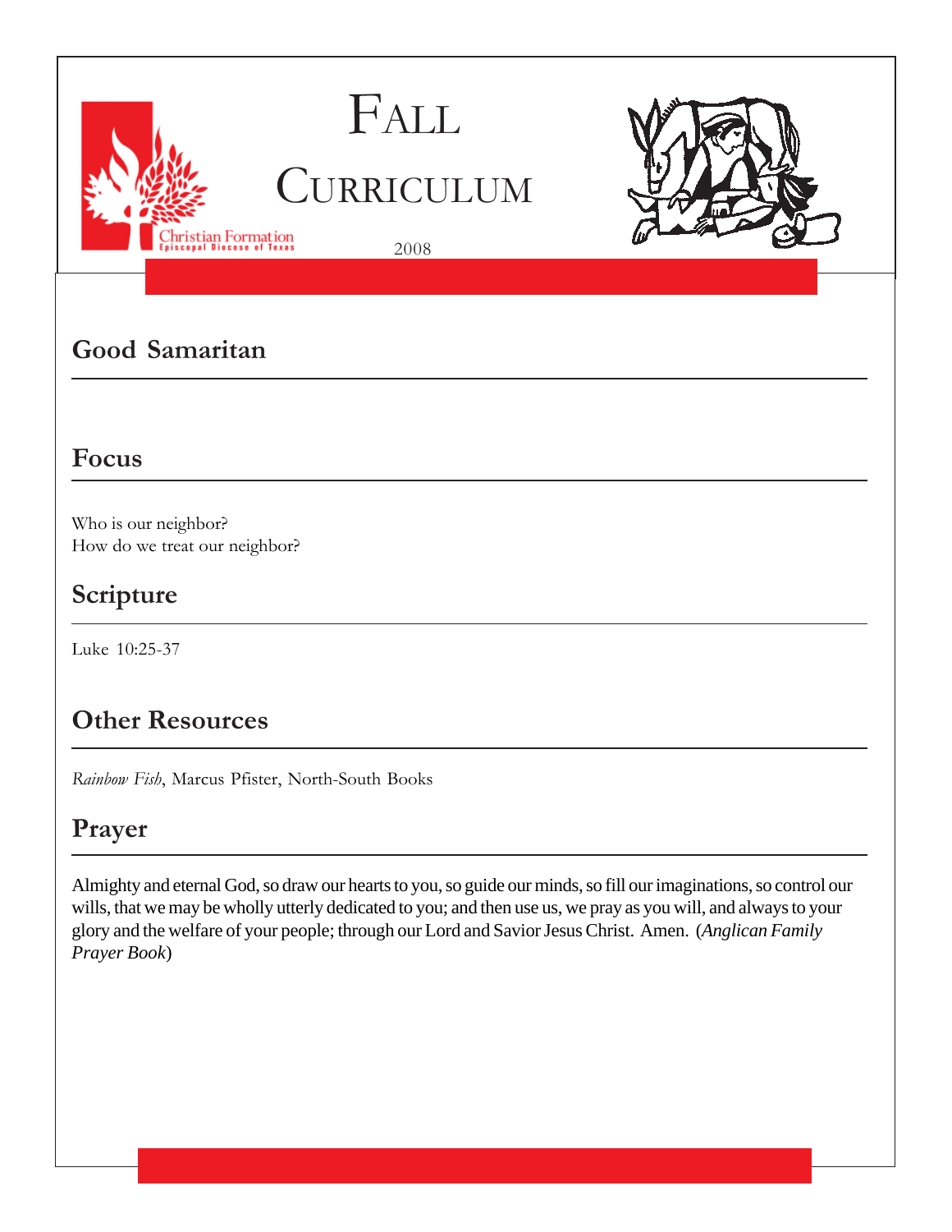# Fall Curriculum

2008

## Good Samaritan

## Focus

Who is our neighbor?
How do we treat our neighbor?

## Scripture

Luke 10:25-37

## Other Resources

*Rainbow Fish*, Marcus Pfister, North-South Books

## Prayer

Almighty and eternal God, so draw our hearts to you, so guide our minds, so fill our imaginations, so control our wills, that we may be wholly utterly dedicated to you; and then use us, we pray as you will, and always to your glory and the welfare of your people; through our Lord and Savior Jesus Christ. Amen. (*Anglican Family Prayer Book*)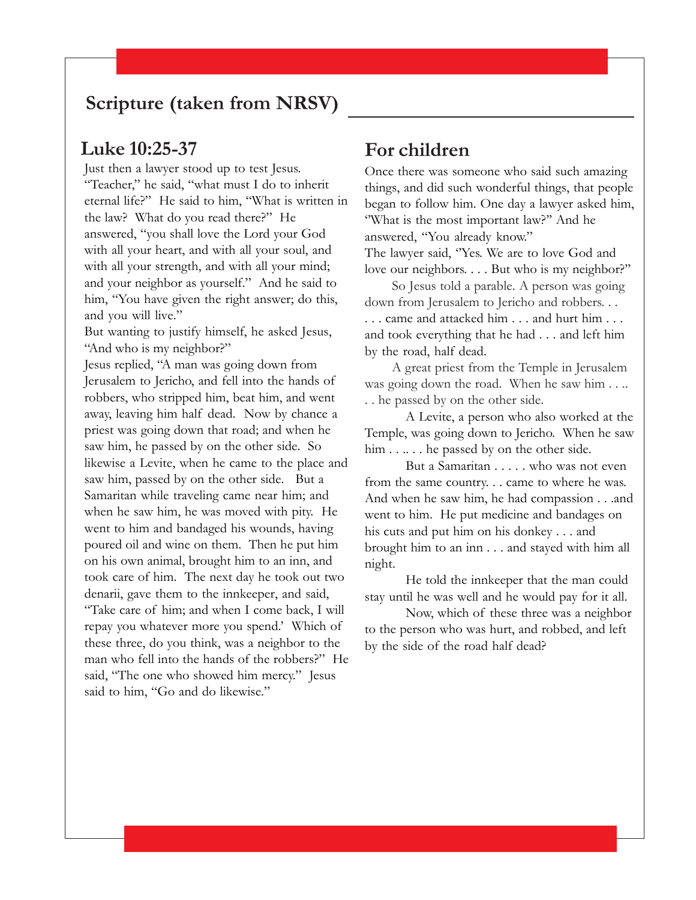## Scripture (taken from NRSV)

### Luke 10:25-37

Just then a lawyer stood up to test Jesus. "Teacher," he said, "what must I do to inherit eternal life?" He said to him, "What is written in the law? What do you read there?" He answered, "you shall love the Lord your God with all your heart, and with all your soul, and with all your strength, and with all your mind; and your neighbor as yourself." And he said to him, "You have given the right answer; do this, and you will live."

But wanting to justify himself, he asked Jesus, "And who is my neighbor?"

Jesus replied, "A man was going down from Jerusalem to Jericho, and fell into the hands of robbers, who stripped him, beat him, and went away, leaving him half dead. Now by chance a priest was going down that road; and when he saw him, he passed by on the other side. So likewise a Levite, when he came to the place and saw him, passed by on the other side. But a Samaritan while traveling came near him; and when he saw him, he was moved with pity. He went to him and bandaged his wounds, having poured oil and wine on them. Then he put him on his own animal, brought him to an inn, and took care of him. The next day he took out two denarii, gave them to the innkeeper, and said, "Take care of him; and when I come back, I will repay you whatever more you spend.' Which of these three, do you think, was a neighbor to the man who fell into the hands of the robbers?" He said, "The one who showed him mercy." Jesus said to him, "Go and do likewise."

### For children

Once there was someone who said such amazing things, and did such wonderful things, that people began to follow him. One day a lawyer asked him, "What is the most important law?" And he answered, "You already know."

The lawyer said, "Yes. We are to love God and love our neighbors. . . . But who is my neighbor?"

So Jesus told a parable. A person was going down from Jerusalem to Jericho and robbers. . . . . . came and attacked him . . . and hurt him . . . and took everything that he had . . . and left him by the road, half dead.

A great priest from the Temple in Jerusalem was going down the road. When he saw him . . .. . . he passed by on the other side.

A Levite, a person who also worked at the Temple, was going down to Jericho. When he saw him . . .. . . he passed by on the other side.

But a Samaritan . . . . . who was not even from the same country. . . came to where he was. And when he saw him, he had compassion . . .and went to him. He put medicine and bandages on his cuts and put him on his donkey . . . and brought him to an inn . . . and stayed with him all night.

He told the innkeeper that the man could stay until he was well and he would pay for it all.

Now, which of these three was a neighbor to the person who was hurt, and robbed, and left by the side of the road half dead?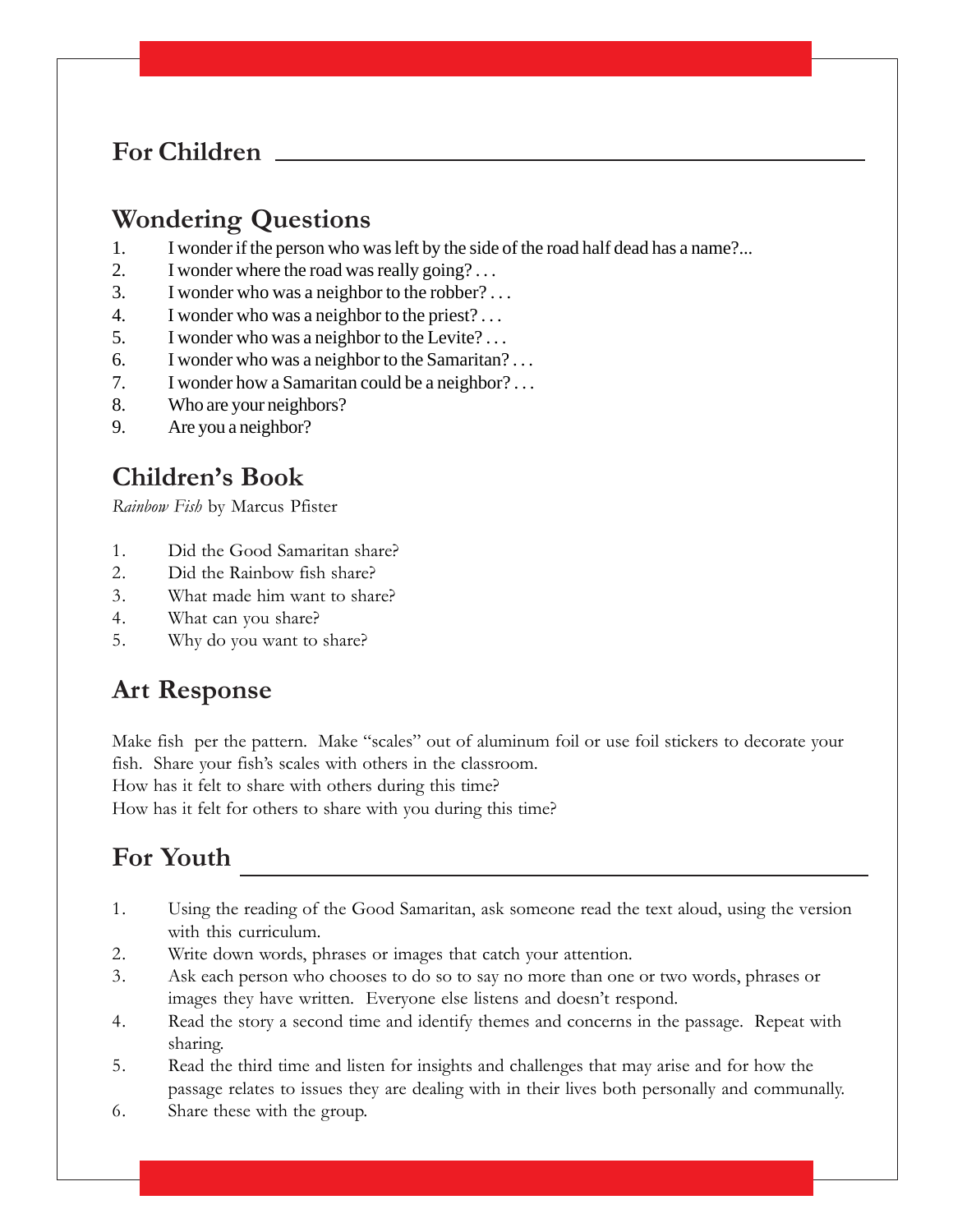## For Children

### Wondering Questions

1. I wonder if the person who was left by the side of the road half dead has a name?...
2. I wonder where the road was really going? . . .
3. I wonder who was a neighbor to the robber? . . .
4. I wonder who was a neighbor to the priest? . . .
5. I wonder who was a neighbor to the Levite? . . .
6. I wonder who was a neighbor to the Samaritan? . . .
7. I wonder how a Samaritan could be a neighbor? . . .
8. Who are your neighbors?
9. Are you a neighbor?

### Children's Book

*Rainbow Fish* by Marcus Pfister

1. Did the Good Samaritan share?
2. Did the Rainbow fish share?
3. What made him want to share?
4. What can you share?
5. Why do you want to share?

### Art Response

Make fish per the pattern. Make "scales" out of aluminum foil or use foil stickers to decorate your fish. Share your fish's scales with others in the classroom.
How has it felt to share with others during this time?
How has it felt for others to share with you during this time?

## For Youth

1. Using the reading of the Good Samaritan, ask someone read the text aloud, using the version with this curriculum.
2. Write down words, phrases or images that catch your attention.
3. Ask each person who chooses to do so to say no more than one or two words, phrases or images they have written. Everyone else listens and doesn't respond.
4. Read the story a second time and identify themes and concerns in the passage. Repeat with sharing.
5. Read the third time and listen for insights and challenges that may arise and for how the passage relates to issues they are dealing with in their lives both personally and communally.
6. Share these with the group.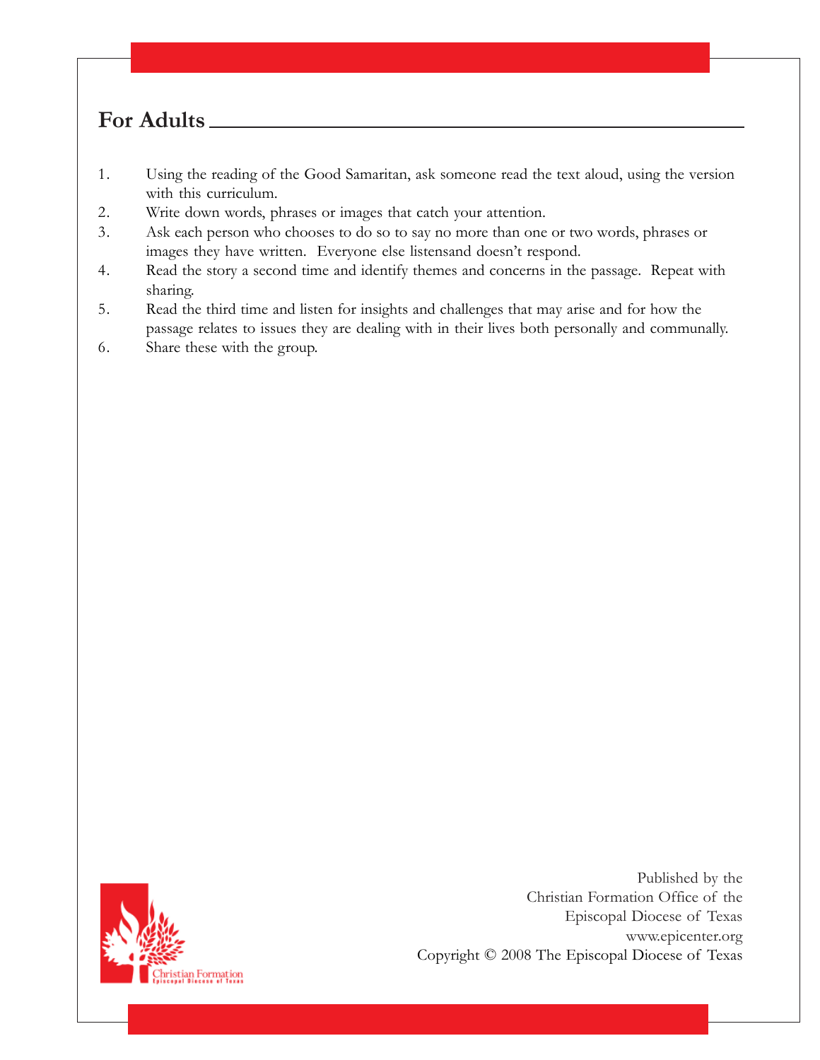## For Adults

1. Using the reading of the Good Samaritan, ask someone read the text aloud, using the version with this curriculum.
2. Write down words, phrases or images that catch your attention.
3. Ask each person who chooses to do so to say no more than one or two words, phrases or images they have written. Everyone else listensand doesn't respond.
4. Read the story a second time and identify themes and concerns in the passage. Repeat with sharing.
5. Read the third time and listen for insights and challenges that may arise and for how the passage relates to issues they are dealing with in their lives both personally and communally.
6. Share these with the group.

Christian Formation
Episcopal Diocese of Texas

Published by the
Christian Formation Office of the
Episcopal Diocese of Texas
www.epicenter.org
Copyright © 2008 The Episcopal Diocese of Texas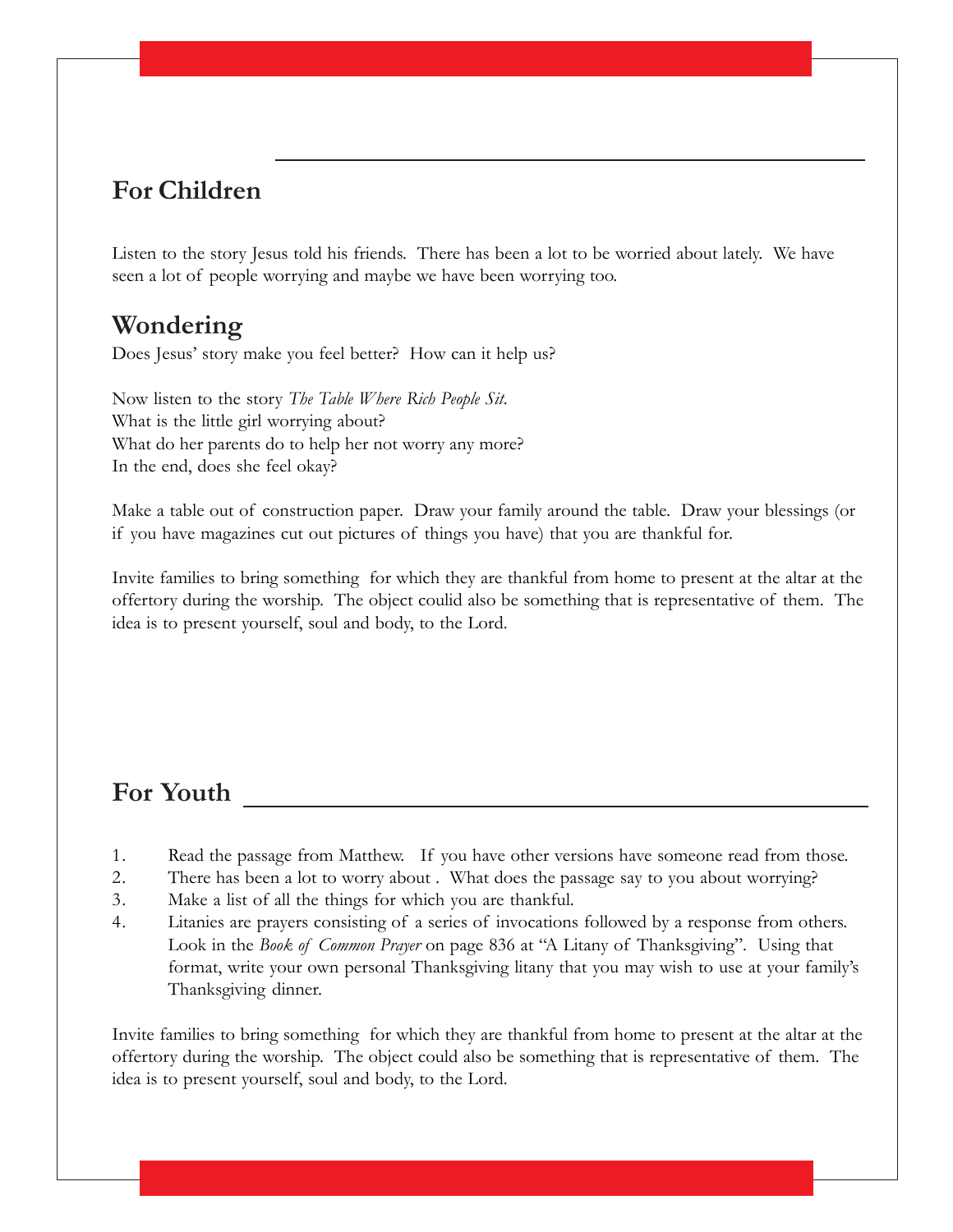## For Children

Listen to the story Jesus told his friends. There has been a lot to be worried about lately. We have seen a lot of people worrying and maybe we have been worrying too.

## Wondering

Does Jesus' story make you feel better? How can it help us?

Now listen to the story *The Table Where Rich People Sit*.
What is the little girl worrying about?
What do her parents do to help her not worry any more?
In the end, does she feel okay?

Make a table out of construction paper. Draw your family around the table. Draw your blessings (or if you have magazines cut out pictures of things you have) that you are thankful for.

Invite families to bring something for which they are thankful from home to present at the altar at the offertory during the worship. The object coulid also be something that is representative of them. The idea is to present yourself, soul and body, to the Lord.

## For Youth

1. Read the passage from Matthew. If you have other versions have someone read from those.
2. There has been a lot to worry about . What does the passage say to you about worrying?
3. Make a list of all the things for which you are thankful.
4. Litanies are prayers consisting of a series of invocations followed by a response from others. Look in the *Book of Common Prayer* on page 836 at "A Litany of Thanksgiving". Using that format, write your own personal Thanksgiving litany that you may wish to use at your family's Thanksgiving dinner.

Invite families to bring something for which they are thankful from home to present at the altar at the offertory during the worship. The object could also be something that is representative of them. The idea is to present yourself, soul and body, to the Lord.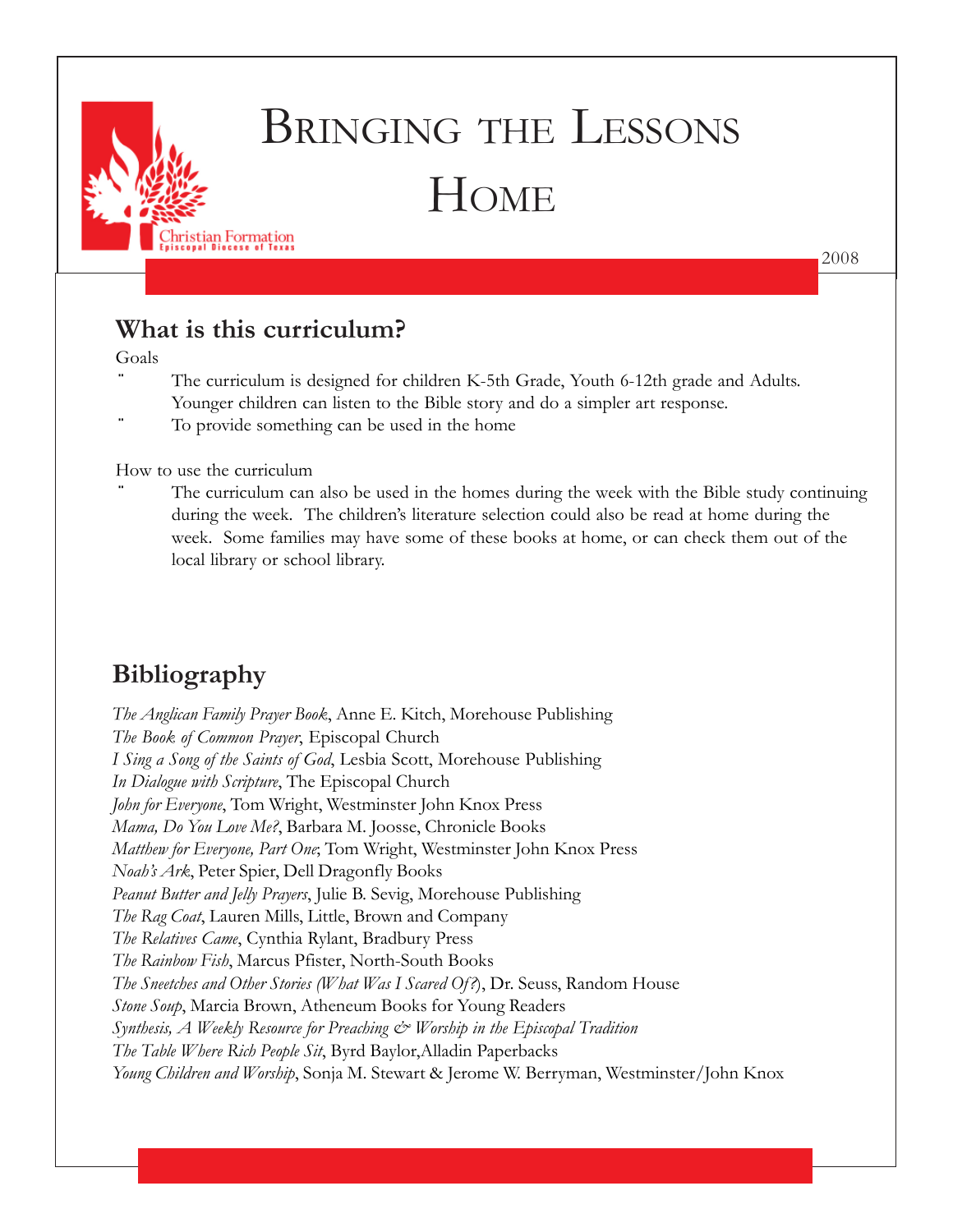# Bringing the Lessons Home

Christian Formation
Episcopal Diocese of Texas

2008

## What is this curriculum?

Goals

- The curriculum is designed for children K-5th Grade, Youth 6-12th grade and Adults. Younger children can listen to the Bible story and do a simpler art response.
- To provide something can be used in the home

How to use the curriculum

- The curriculum can also be used in the homes during the week with the Bible study continuing during the week. The children's literature selection could also be read at home during the week. Some families may have some of these books at home, or can check them out of the local library or school library.

## Bibliography

*The Anglican Family Prayer Book*, Anne E. Kitch, Morehouse Publishing
*The Book of Common Prayer*, Episcopal Church
*I Sing a Song of the Saints of God*, Lesbia Scott, Morehouse Publishing
*In Dialogue with Scripture*, The Episcopal Church
*John for Everyone*, Tom Wright, Westminster John Knox Press
*Mama, Do You Love Me?*, Barbara M. Joosse, Chronicle Books
*Matthew for Everyone, Part One*; Tom Wright, Westminster John Knox Press
*Noah's Ark*, Peter Spier, Dell Dragonfly Books
*Peanut Butter and Jelly Prayers*, Julie B. Sevig, Morehouse Publishing
*The Rag Coat*, Lauren Mills, Little, Brown and Company
*The Relatives Came*, Cynthia Rylant, Bradbury Press
*The Rainbow Fish*, Marcus Pfister, North-South Books
*The Sneetches and Other Stories (What Was I Scared Of?)*, Dr. Seuss, Random House
*Stone Soup*, Marcia Brown, Atheneum Books for Young Readers
*Synthesis, A Weekly Resource for Preaching & Worship in the Episcopal Tradition*
*The Table Where Rich People Sit*, Byrd Baylor,Alladin Paperbacks
*Young Children and Worship*, Sonja M. Stewart & Jerome W. Berryman, Westminster/John Knox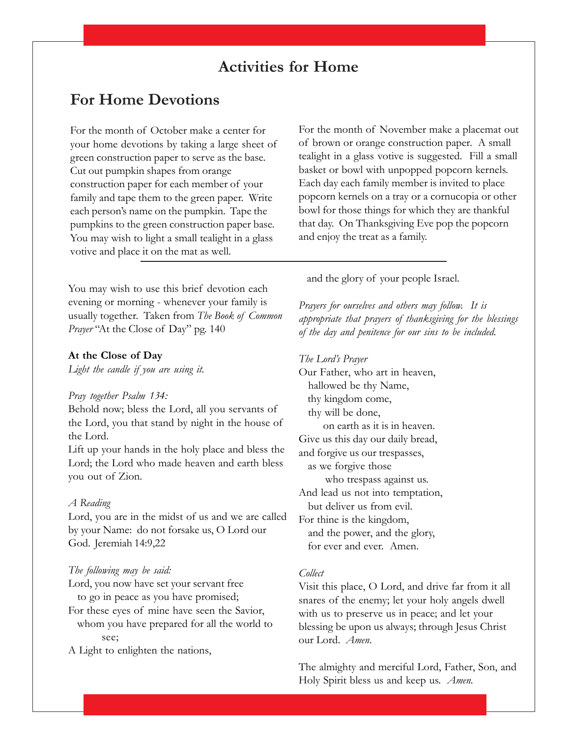# Activities for Home

## For Home Devotions

For the month of October make a center for your home devotions by taking a large sheet of green construction paper to serve as the base. Cut out pumpkin shapes from orange construction paper for each member of your family and tape them to the green paper. Write each person's name on the pumpkin. Tape the pumpkins to the green construction paper base. You may wish to light a small tealight in a glass votive and place it on the mat as well.

For the month of November make a placemat out of brown or orange construction paper. A small tealight in a glass votive is suggested. Fill a small basket or bowl with unpopped popcorn kernels. Each day each family member is invited to place popcorn kernels on a tray or a cornucopia or other bowl for those things for which they are thankful that day. On Thanksgiving Eve pop the popcorn and enjoy the treat as a family.

---

You may wish to use this brief devotion each evening or morning - whenever your family is usually together. Taken from *The Book of Common Prayer* "At the Close of Day" pg. 140

**At the Close of Day**

*Light the candle if you are using it.*

*Pray together Psalm 134:*

Behold now; bless the Lord, all you servants of the Lord, you that stand by night in the house of the Lord.

Lift up your hands in the holy place and bless the Lord; the Lord who made heaven and earth bless you out of Zion.

*A Reading*

Lord, you are in the midst of us and we are called by your Name: do not forsake us, O Lord our God. Jeremiah 14:9,22

*The following may be said:*

Lord, you now have set your servant free
to go in peace as you have promised;
For these eyes of mine have seen the Savior,
whom you have prepared for all the world to see;
A Light to enlighten the nations,
and the glory of your people Israel.

*Prayers for ourselves and others may follow. It is appropriate that prayers of thanksgiving for the blessings of the day and penitence for our sins to be included.*

*The Lord's Prayer*

Our Father, who art in heaven,
hallowed be thy Name,
thy kingdom come,
thy will be done,
on earth as it is in heaven.
Give us this day our daily bread,
and forgive us our trespasses,
as we forgive those
who trespass against us.
And lead us not into temptation,
but deliver us from evil.
For thine is the kingdom,
and the power, and the glory,
for ever and ever. Amen.

*Collect*

Visit this place, O Lord, and drive far from it all snares of the enemy; let your holy angels dwell with us to preserve us in peace; and let your blessing be upon us always; through Jesus Christ our Lord. *Amen.*

The almighty and merciful Lord, Father, Son, and Holy Spirit bless us and keep us. *Amen.*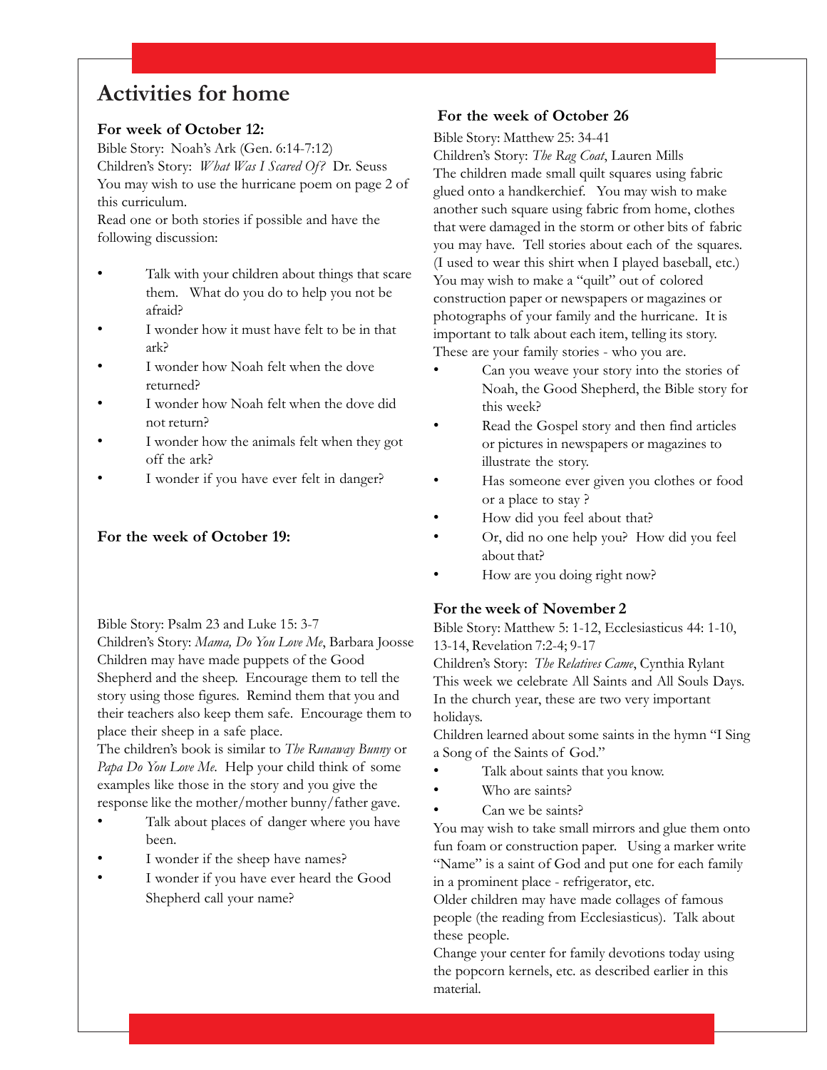# Activities for home

### For week of October 12:

Bible Story: Noah's Ark (Gen. 6:14-7:12)
Children's Story: *What Was I Scared Of?* Dr. Seuss
You may wish to use the hurricane poem on page 2 of this curriculum.
Read one or both stories if possible and have the following discussion:

- Talk with your children about things that scare them. What do you do to help you not be afraid?
- I wonder how it must have felt to be in that ark?
- I wonder how Noah felt when the dove returned?
- I wonder how Noah felt when the dove did not return?
- I wonder how the animals felt when they got off the ark?
- I wonder if you have ever felt in danger?

### For the week of October 19:

Bible Story: Psalm 23 and Luke 15: 3-7
Children's Story: *Mama, Do You Love Me*, Barbara Joosse
Children may have made puppets of the Good Shepherd and the sheep. Encourage them to tell the story using those figures. Remind them that you and their teachers also keep them safe. Encourage them to place their sheep in a safe place.
The children's book is similar to *The Runaway Bunny* or *Papa Do You Love Me*. Help your child think of some examples like those in the story and you give the response like the mother/mother bunny/father gave.

- Talk about places of danger where you have been.
- I wonder if the sheep have names?
- I wonder if you have ever heard the Good Shepherd call your name?

### For the week of October 26

Bible Story: Matthew 25: 34-41
Children's Story: *The Rag Coat*, Lauren Mills
The children made small quilt squares using fabric glued onto a handkerchief. You may wish to make another such square using fabric from home, clothes that were damaged in the storm or other bits of fabric you may have. Tell stories about each of the squares. (I used to wear this shirt when I played baseball, etc.) You may wish to make a "quilt" out of colored construction paper or newspapers or magazines or photographs of your family and the hurricane. It is important to talk about each item, telling its story. These are your family stories - who you are.

- Can you weave your story into the stories of Noah, the Good Shepherd, the Bible story for this week?
- Read the Gospel story and then find articles or pictures in newspapers or magazines to illustrate the story.
- Has someone ever given you clothes or food or a place to stay ?
- How did you feel about that?
- Or, did no one help you? How did you feel about that?
- How are you doing right now?

### For the week of November 2

Bible Story: Matthew 5: 1-12, Ecclesiasticus 44: 1-10, 13-14, Revelation 7:2-4; 9-17
Children's Story: *The Relatives Came*, Cynthia Rylant
This week we celebrate All Saints and All Souls Days. In the church year, these are two very important holidays.
Children learned about some saints in the hymn "I Sing a Song of the Saints of God."

- Talk about saints that you know.
- Who are saints?
- Can we be saints?

You may wish to take small mirrors and glue them onto fun foam or construction paper. Using a marker write "Name" is a saint of God and put one for each family in a prominent place - refrigerator, etc.
Older children may have made collages of famous people (the reading from Ecclesiasticus). Talk about these people.
Change your center for family devotions today using the popcorn kernels, etc. as described earlier in this material.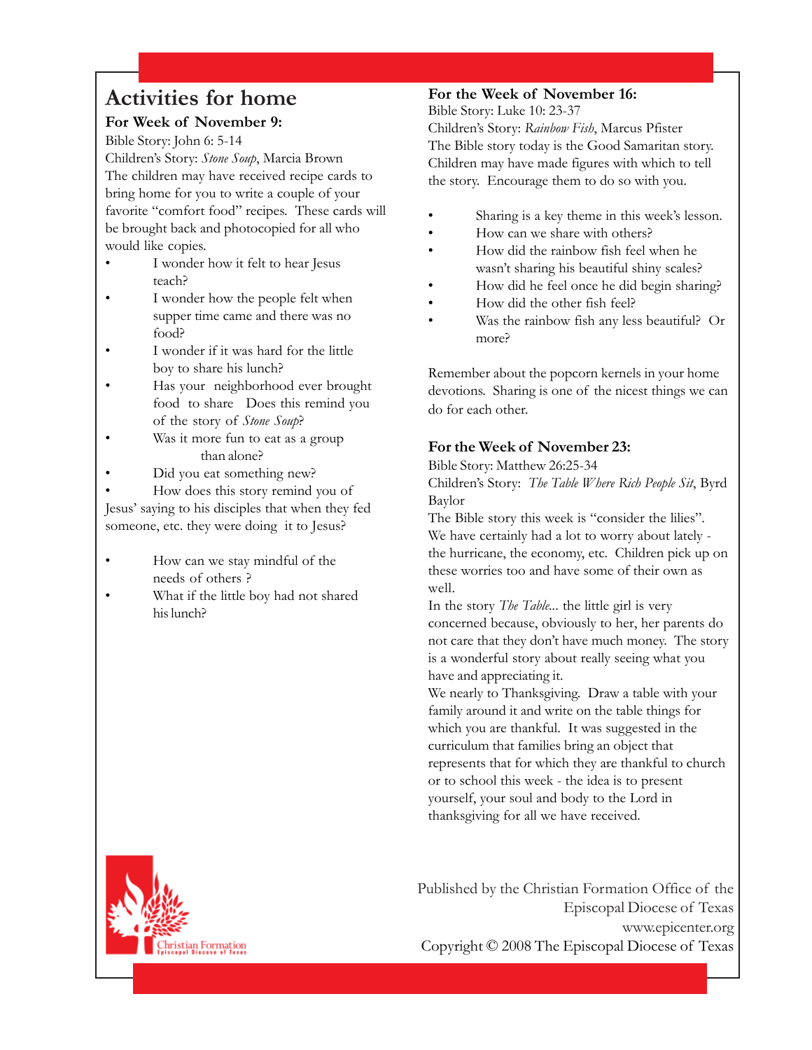# Activities for home

### For Week of November 9:

Bible Story: John 6: 5-14

Children's Story: *Stone Soup*, Marcia Brown

The children may have received recipe cards to bring home for you to write a couple of your favorite "comfort food" recipes. These cards will be brought back and photocopied for all who would like copies.

- I wonder how it felt to hear Jesus teach?
- I wonder how the people felt when supper time came and there was no food?
- I wonder if it was hard for the little boy to share his lunch?
- Has your neighborhood ever brought food to share Does this remind you of the story of *Stone Soup*?
- Was it more fun to eat as a group than alone?
- Did you eat something new?
- How does this story remind you of Jesus' saying to his disciples that when they fed someone, etc. they were doing it to Jesus?

- How can we stay mindful of the needs of others ?
- What if the little boy had not shared his lunch?

### For the Week of November 16:

Bible Story: Luke 10: 23-37

Children's Story: *Rainbow Fish*, Marcus Pfister

The Bible story today is the Good Samaritan story. Children may have made figures with which to tell the story. Encourage them to do so with you.

- Sharing is a key theme in this week's lesson.
- How can we share with others?
- How did the rainbow fish feel when he wasn't sharing his beautiful shiny scales?
- How did he feel once he did begin sharing?
- How did the other fish feel?
- Was the rainbow fish any less beautiful? Or more?

Remember about the popcorn kernels in your home devotions. Sharing is one of the nicest things we can do for each other.

### For the Week of November 23:

Bible Story: Matthew 26:25-34

Children's Story: *The Table Where Rich People Sit*, Byrd Baylor

The Bible story this week is "consider the lilies". We have certainly had a lot to worry about lately - the hurricane, the economy, etc. Children pick up on these worries too and have some of their own as well.

In the story *The Table*... the little girl is very concerned because, obviously to her, her parents do not care that they don't have much money. The story is a wonderful story about really seeing what you have and appreciating it.

We nearly to Thanksgiving. Draw a table with your family around it and write on the table things for which you are thankful. It was suggested in the curriculum that families bring an object that represents that for which they are thankful to church or to school this week - the idea is to present yourself, your soul and body to the Lord in thanksgiving for all we have received.

Christian Formation
Episcopal Diocese of Texas

Published by the Christian Formation Office of the Episcopal Diocese of Texas
www.epicenter.org
Copyright © 2008 The Episcopal Diocese of Texas